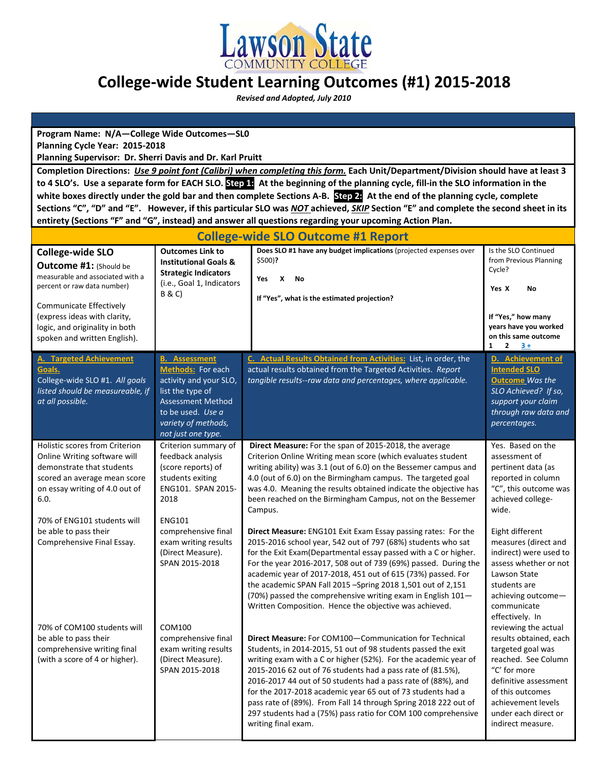Lawson State Community College

# College-wide Student Learning Outcomes (#1) 2015-2018

*Revised and Adopted, July 2010*

**Program Name: N/A—College Wide Outcomes—SL0**
**Planning Cycle Year: 2015-2018**
**Planning Supervisor: Dr. Sherri Davis and Dr. Karl Pruitt**

**Completion Directions: *Use 9 point font (Calibri) when completing this form.* Each Unit/Department/Division should have at least 3 to 4 SLO's. Use a separate form for EACH SLO. Step 1: At the beginning of the planning cycle, fill-in the SLO information in the white boxes directly under the gold bar and then complete Sections A-B. Step 2: At the end of the planning cycle, complete Sections "C", "D" and "E". However, if this particular SLO was *NOT* achieved, *SKIP* Section "E" and complete the second sheet in its entirety (Sections "F" and "G", instead) and answer all questions regarding your upcoming Action Plan.**

## College-wide SLO Outcome #1 Report

| **College-wide SLO Outcome #1:** (Should be measurable and associated with a percent or raw data number)<br><br>Communicate Effectively (express ideas with clarity, logic, and originality in both spoken and written English). | **Outcomes Link to Institutional Goals & Strategic Indicators** (i.e., Goal 1, Indicators B & C) | **Does SLO #1 have any budget implications** (projected expenses over $500)?<br><br>**Yes X No**<br><br>**If "Yes", what is the estimated projection?** | Is the SLO Continued from Previous Planning Cycle?<br><br>**Yes X No**<br><br>**If "Yes," how many years have you worked on this same outcome**<br>**1 2 3 +** |
|---|---|---|---|
| **A. Targeted Achievement Goals.** College-wide SLO #1. *All goals listed should be measureable, if at all possible.* | **B. Assessment Methods:** For each activity and your SLO, list the type of Assessment Method to be used. *Use a variety of methods, not just one type.* | **C. Actual Results Obtained from Activities:** List, in order, the actual results obtained from the Targeted Activities. *Report tangible results--raw data and percentages, where applicable.* | **D. Achievement of Intended SLO Outcome** *Was the SLO Achieved? If so, support your claim through raw data and percentages.* |
| Holistic scores from Criterion Online Writing software will demonstrate that students scored an average mean score on essay writing of 4.0 out of 6.0.<br><br>70% of ENG101 students will be able to pass their Comprehensive Final Essay.<br><br>70% of COM100 students will be able to pass their comprehensive writing final (with a score of 4 or higher). | Criterion summary of feedback analysis (score reports) of students exiting ENG101. SPAN 2015-2018<br><br>ENG101 comprehensive final exam writing results (Direct Measure). SPAN 2015-2018<br><br>COM100 comprehensive final exam writing results (Direct Measure). SPAN 2015-2018 | **Direct Measure:** For the span of 2015-2018, the average Criterion Online Writing mean score (which evaluates student writing ability) was 3.1 (out of 6.0) on the Bessemer campus and 4.0 (out of 6.0) on the Birmingham campus. The targeted goal was 4.0. Meaning the results obtained indicate the objective has been reached on the Birmingham Campus, not on the Bessemer Campus.<br><br>**Direct Measure:** ENG101 Exit Exam Essay passing rates: For the 2015-2016 school year, 542 out of 797 (68%) students who sat for the Exit Exam(Departmental essay passed with a C or higher. For the year 2016-2017, 508 out of 739 (69%) passed. During the academic year of 2017-2018, 451 out of 615 (73%) passed. For the academic SPAN Fall 2015 –Spring 2018 1,501 out of 2,151 (70%) passed the comprehensive writing exam in English 101—Written Composition. Hence the objective was achieved.<br><br>**Direct Measure:** For COM100—Communication for Technical Students, in 2014-2015, 51 out of 98 students passed the exit writing exam with a C or higher (52%). For the academic year of 2015-2016 62 out of 76 students had a pass rate of (81.5%), 2016-2017 44 out of 50 students had a pass rate of (88%), and for the 2017-2018 academic year 65 out of 73 students had a pass rate of (89%). From Fall 14 through Spring 2018 222 out of 297 students had a (75%) pass ratio for COM 100 comprehensive writing final exam. | Yes. Based on the assessment of pertinent data (as reported in column "C", this outcome was achieved college-wide.<br><br>Eight different measures (direct and indirect) were used to assess whether or not Lawson State students are achieving outcome—communicate effectively. In reviewing the actual results obtained, each targeted goal was reached. See Column "C' for more definitive assessment of this outcomes achievement levels under each direct or indirect measure. |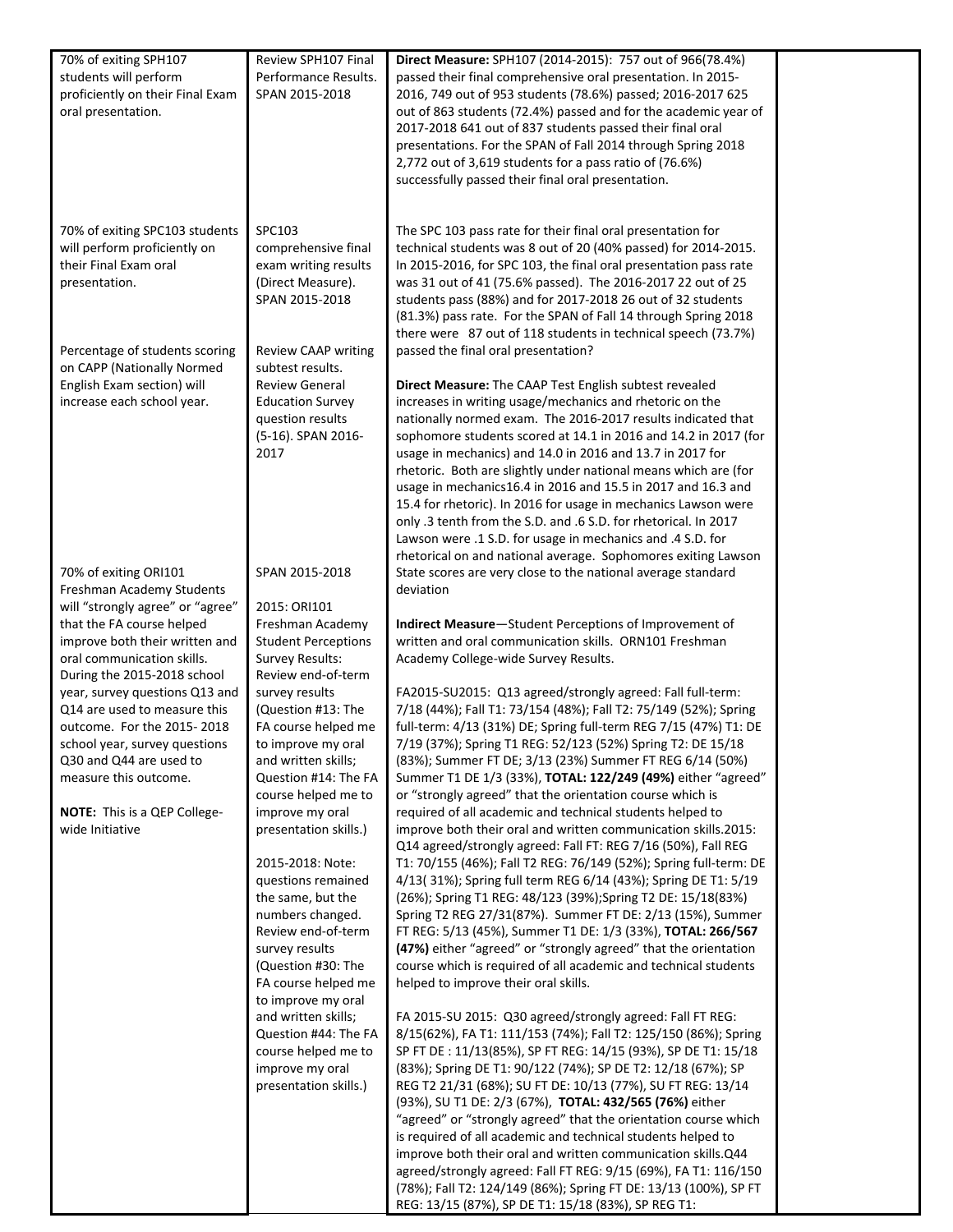| | | | |
|---|---|---|---|
| 70% of exiting SPH107 students will perform proficiently on their Final Exam oral presentation. | Review SPH107 Final Performance Results. SPAN 2015-2018 | **Direct Measure:** SPH107 (2014-2015): 757 out of 966(78.4%) passed their final comprehensive oral presentation. In 2015-2016, 749 out of 953 students (78.6%) passed; 2016-2017 625 out of 863 students (72.4%) passed and for the academic year of 2017-2018 641 out of 837 students passed their final oral presentations. For the SPAN of Fall 2014 through Spring 2018 2,772 out of 3,619 students for a pass ratio of (76.6%) successfully passed their final oral presentation. | |
| 70% of exiting SPC103 students will perform proficiently on their Final Exam oral presentation. | SPC103 comprehensive final exam writing results (Direct Measure). SPAN 2015-2018 | The SPC 103 pass rate for their final oral presentation for technical students was 8 out of 20 (40% passed) for 2014-2015. In 2015-2016, for SPC 103, the final oral presentation pass rate was 31 out of 41 (75.6% passed). The 2016-2017 22 out of 25 students pass (88%) and for 2017-2018 26 out of 32 students (81.3%) pass rate. For the SPAN of Fall 14 through Spring 2018 there were 87 out of 118 students in technical speech (73.7%) passed the final oral presentation? | |
| Percentage of students scoring on CAPP (Nationally Normed English Exam section) will increase each school year. | Review CAAP writing subtest results. Review General Education Survey question results (5-16). SPAN 2016-2017 | **Direct Measure:** The CAAP Test English subtest revealed increases in writing usage/mechanics and rhetoric on the nationally normed exam. The 2016-2017 results indicated that sophomore students scored at 14.1 in 2016 and 14.2 in 2017 (for usage in mechanics) and 14.0 in 2016 and 13.7 in 2017 for rhetoric. Both are slightly under national means which are (for usage in mechanics16.4 in 2016 and 15.5 in 2017 and 16.3 and 15.4 for rhetoric). In 2016 for usage in mechanics Lawson were only .3 tenth from the S.D. and .6 S.D. for rhetorical. In 2017 Lawson were .1 S.D. for usage in mechanics and .4 S.D. for rhetorical on and national average. Sophomores exiting Lawson State scores are very close to the national average standard deviation | |
| 70% of exiting ORI101 Freshman Academy Students will "strongly agree" or "agree" that the FA course helped improve both their written and oral communication skills. During the 2015-2018 school year, survey questions Q13 and Q14 are used to measure this outcome. For the 2015- 2018 school year, survey questions Q30 and Q44 are used to measure this outcome.<br><br>**NOTE:** This is a QEP College-wide Initiative | SPAN 2015-2018<br><br>2015: ORI101 Freshman Academy Student Perceptions Survey Results: Review end-of-term survey results (Question #13: The FA course helped me to improve my oral and written skills; Question #14: The FA course helped me to improve my oral presentation skills.)<br><br>2015-2018: Note: questions remained the same, but the numbers changed. Review end-of-term survey results (Question #30: The FA course helped me to improve my oral and written skills; Question #44: The FA course helped me to improve my oral presentation skills.) | **Indirect Measure**—Student Perceptions of Improvement of written and oral communication skills. ORN101 Freshman Academy College-wide Survey Results.<br><br>FA2015-SU2015: Q13 agreed/strongly agreed: Fall full-term: 7/18 (44%); Fall T1: 73/154 (48%); Fall T2: 75/149 (52%); Spring full-term: 4/13 (31%) DE; Spring full-term REG 7/15 (47%) T1: DE 7/19 (37%); Spring T1 REG: 52/123 (52%) Spring T2: DE 15/18 (83%); Summer FT DE; 3/13 (23%) Summer FT REG 6/14 (50%) Summer T1 DE 1/3 (33%), **TOTAL: 122/249 (49%)** either "agreed" or "strongly agreed" that the orientation course which is required of all academic and technical students helped to improve both their oral and written communication skills.2015: Q14 agreed/strongly agreed: Fall FT: REG 7/16 (50%), Fall REG T1: 70/155 (46%); Fall T2 REG: 76/149 (52%); Spring full-term: DE 4/13( 31%); Spring full term REG 6/14 (43%); Spring DE T1: 5/19 (26%); Spring T1 REG: 48/123 (39%);Spring T2 DE: 15/18(83%) Spring T2 REG 27/31(87%). Summer FT DE: 2/13 (15%), Summer FT REG: 5/13 (45%), Summer T1 DE: 1/3 (33%), **TOTAL: 266/567 (47%)** either "agreed" or "strongly agreed" that the orientation course which is required of all academic and technical students helped to improve their oral skills.<br><br>FA 2015-SU 2015: Q30 agreed/strongly agreed: Fall FT REG: 8/15(62%), FA T1: 111/153 (74%); Fall T2: 125/150 (86%); Spring SP FT DE : 11/13(85%), SP FT REG: 14/15 (93%), SP DE T1: 15/18 (83%); Spring DE T1: 90/122 (74%); SP DE T2: 12/18 (67%); SP REG T2 21/31 (68%); SU FT DE: 10/13 (77%), SU FT REG: 13/14 (93%), SU T1 DE: 2/3 (67%), **TOTAL: 432/565 (76%)** either "agreed" or "strongly agreed" that the orientation course which is required of all academic and technical students helped to improve both their oral and written communication skills.Q44 agreed/strongly agreed: Fall FT REG: 9/15 (69%), FA T1: 116/150 (78%); Fall T2: 124/149 (86%); Spring FT DE: 13/13 (100%), SP FT REG: 13/15 (87%), SP DE T1: 15/18 (83%), SP REG T1: | |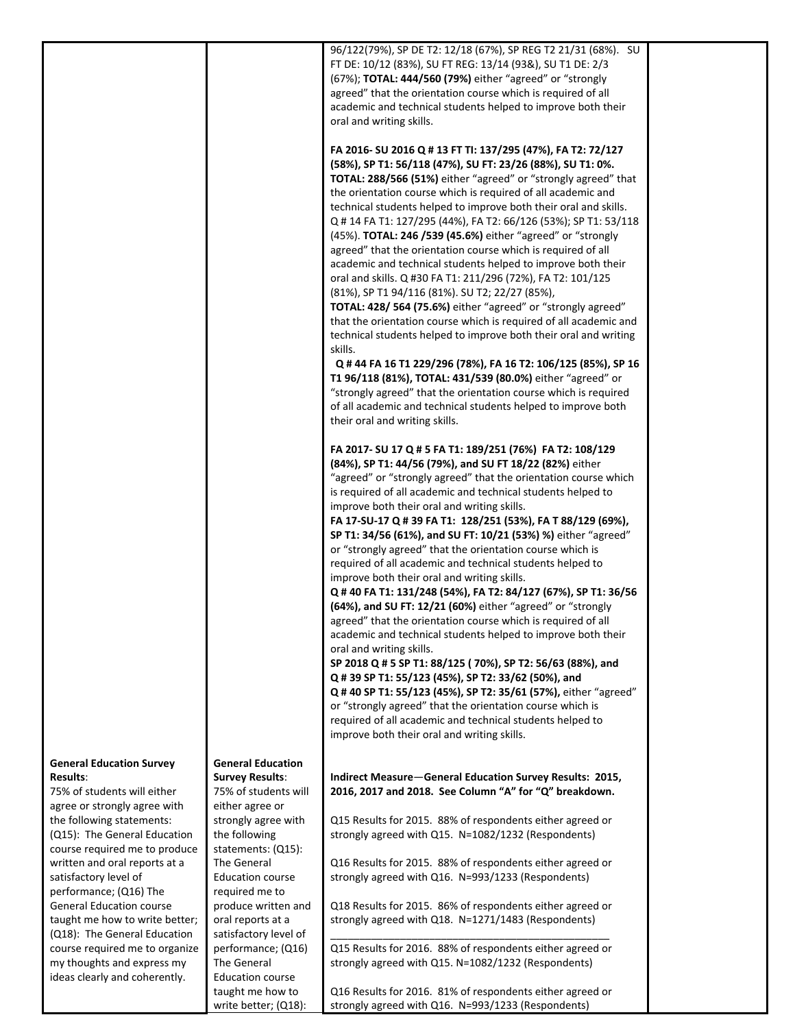| | | | |
|---|---|---|---|
| | | 96/122(79%), SP DE T2: 12/18 (67%), SP REG T2 21/31 (68%). SU FT DE: 10/12 (83%), SU FT REG: 13/14 (93&), SU T1 DE: 2/3 (67%); **TOTAL: 444/560 (79%)** either "agreed" or "strongly agreed" that the orientation course which is required of all academic and technical students helped to improve both their oral and writing skills.<br><br>**FA 2016- SU 2016 Q # 13 FT TI: 137/295 (47%), FA T2: 72/127 (58%), SP T1: 56/118 (47%), SU FT: 23/26 (88%), SU T1: 0%. TOTAL: 288/566 (51%)** either "agreed" or "strongly agreed" that the orientation course which is required of all academic and technical students helped to improve both their oral and skills. Q # 14 FA T1: 127/295 (44%), FA T2: 66/126 (53%); SP T1: 53/118 (45%). **TOTAL: 246 /539 (45.6%)** either "agreed" or "strongly agreed" that the orientation course which is required of all academic and technical students helped to improve both their oral and skills. Q #30 FA T1: 211/296 (72%), FA T2: 101/125 (81%), SP T1 94/116 (81%). SU T2; 22/27 (85%), **TOTAL: 428/ 564 (75.6%)** either "agreed" or "strongly agreed" that the orientation course which is required of all academic and technical students helped to improve both their oral and writing skills.<br>**Q # 44 FA 16 T1 229/296 (78%), FA 16 T2: 106/125 (85%), SP 16 T1 96/118 (81%), TOTAL: 431/539 (80.0%)** either "agreed" or "strongly agreed" that the orientation course which is required of all academic and technical students helped to improve both their oral and writing skills.<br><br>**FA 2017- SU 17 Q # 5 FA T1: 189/251 (76%) FA T2: 108/129 (84%), SP T1: 44/56 (79%), and SU FT 18/22 (82%)** either "agreed" or "strongly agreed" that the orientation course which is required of all academic and technical students helped to improve both their oral and writing skills.<br>**FA 17-SU-17 Q # 39 FA T1: 128/251 (53%), FA T 88/129 (69%), SP T1: 34/56 (61%), and SU FT: 10/21 (53%) %)** either "agreed" or "strongly agreed" that the orientation course which is required of all academic and technical students helped to improve both their oral and writing skills.<br>**Q # 40 FA T1: 131/248 (54%), FA T2: 84/127 (67%), SP T1: 36/56 (64%), and SU FT: 12/21 (60%)** either "agreed" or "strongly agreed" that the orientation course which is required of all academic and technical students helped to improve both their oral and writing skills.<br>**SP 2018 Q # 5 SP T1: 88/125 ( 70%), SP T2: 56/63 (88%), and Q # 39 SP T1: 55/123 (45%), SP T2: 33/62 (50%), and Q # 40 SP T1: 55/123 (45%), SP T2: 35/61 (57%),** either "agreed" or "strongly agreed" that the orientation course which is required of all academic and technical students helped to improve both their oral and writing skills. | |
| **General Education Survey Results**:<br>75% of students will either agree or strongly agree with the following statements: (Q15): The General Education course required me to produce written and oral reports at a satisfactory level of performance; (Q16) The General Education course taught me how to write better; (Q18): The General Education course required me to organize my thoughts and express my ideas clearly and coherently. | **General Education Survey Results**:<br>75% of students will either agree or strongly agree with the following statements: (Q15): The General Education course required me to produce written and oral reports at a satisfactory level of performance; (Q16) The General Education course taught me how to write better; (Q18): | **Indirect Measure—General Education Survey Results: 2015, 2016, 2017 and 2018. See Column "A" for "Q" breakdown.**<br><br>Q15 Results for 2015. 88% of respondents either agreed or strongly agreed with Q15. N=1082/1232 (Respondents)<br><br>Q16 Results for 2015. 88% of respondents either agreed or strongly agreed with Q16. N=993/1233 (Respondents)<br><br>Q18 Results for 2015. 86% of respondents either agreed or strongly agreed with Q18. N=1271/1483 (Respondents)<br>\_\_\_\_\_\_\_\_\_\_\_\_\_\_\_\_\_\_\_\_\_\_\_\_\_\_\_\_\_\_\_\_\_\_\_\_\_\_\_\_<br>Q15 Results for 2016. 88% of respondents either agreed or strongly agreed with Q15. N=1082/1232 (Respondents)<br><br>Q16 Results for 2016. 81% of respondents either agreed or strongly agreed with Q16. N=993/1233 (Respondents) | |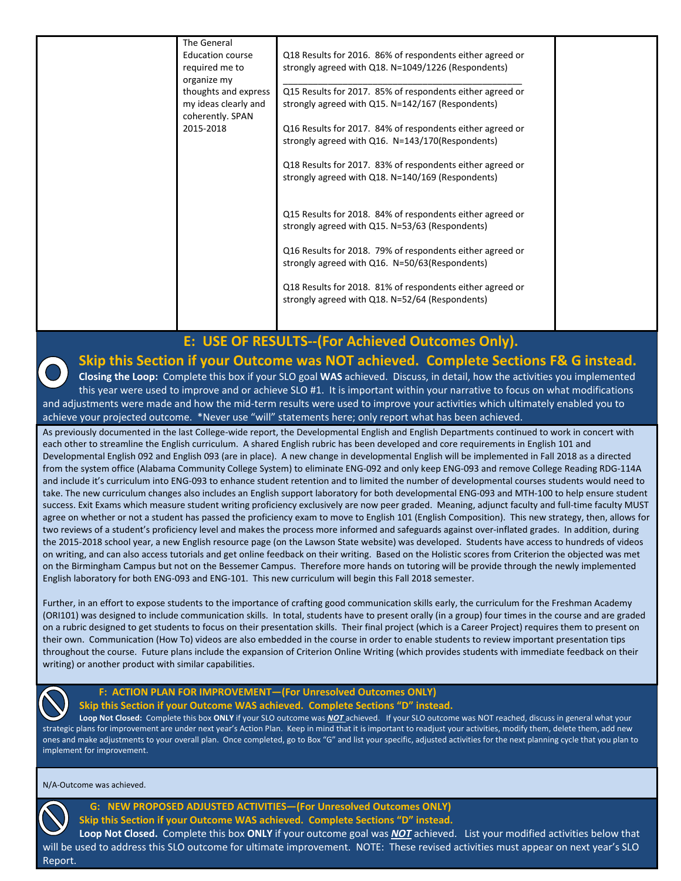| | | | |
|---|---|---|---|
| | The General Education course required me to organize my thoughts and express my ideas clearly and coherently. SPAN 2015-2018 | Q18 Results for 2016. 86% of respondents either agreed or strongly agreed with Q18. N=1049/1226 (Respondents)<br>______________________________________________<br>Q15 Results for 2017. 85% of respondents either agreed or strongly agreed with Q15. N=142/167 (Respondents)<br><br>Q16 Results for 2017. 84% of respondents either agreed or strongly agreed with Q16. N=143/170(Respondents)<br><br>Q18 Results for 2017. 83% of respondents either agreed or strongly agreed with Q18. N=140/169 (Respondents)<br><br>Q15 Results for 2018. 84% of respondents either agreed or strongly agreed with Q15. N=53/63 (Respondents)<br><br>Q16 Results for 2018. 79% of respondents either agreed or strongly agreed with Q16. N=50/63(Respondents)<br><br>Q18 Results for 2018. 81% of respondents either agreed or strongly agreed with Q18. N=52/64 (Respondents) | |

## E: USE OF RESULTS--(For Achieved Outcomes Only).

### Skip this Section if your Outcome was NOT achieved. Complete Sections F& G instead.

**Closing the Loop:** Complete this box if your SLO goal **WAS** achieved. Discuss, in detail, how the activities you implemented this year were used to improve and or achieve SLO #1. It is important within your narrative to focus on what modifications and adjustments were made and how the mid-term results were used to improve your activities which ultimately enabled you to achieve your projected outcome. *Never use "will" statements here; only report what has been achieved.

As previously documented in the last College-wide report, the Developmental English and English Departments continued to work in concert with each other to streamline the English curriculum. A shared English rubric has been developed and core requirements in English 101 and Developmental English 092 and English 093 (are in place). A new change in developmental English will be implemented in Fall 2018 as a directed from the system office (Alabama Community College System) to eliminate ENG-092 and only keep ENG-093 and remove College Reading RDG-114A and include it's curriculum into ENG-093 to enhance student retention and to limited the number of developmental courses students would need to take. The new curriculum changes also includes an English support laboratory for both developmental ENG-093 and MTH-100 to help ensure student success. Exit Exams which measure student writing proficiency exclusively are now peer graded. Meaning, adjunct faculty and full-time faculty MUST agree on whether or not a student has passed the proficiency exam to move to English 101 (English Composition). This new strategy, then, allows for two reviews of a student's proficiency level and makes the process more informed and safeguards against over-inflated grades. In addition, during the 2015-2018 school year, a new English resource page (on the Lawson State website) was developed. Students have access to hundreds of videos on writing, and can also access tutorials and get online feedback on their writing. Based on the Holistic scores from Criterion the objected was met on the Birmingham Campus but not on the Bessemer Campus. Therefore more hands on tutoring will be provide through the newly implemented English laboratory for both ENG-093 and ENG-101. This new curriculum will begin this Fall 2018 semester.

Further, in an effort to expose students to the importance of crafting good communication skills early, the curriculum for the Freshman Academy (ORI101) was designed to include communication skills. In total, students have to present orally (in a group) four times in the course and are graded on a rubric designed to get students to focus on their presentation skills. Their final project (which is a Career Project) requires them to present on their own. Communication (How To) videos are also embedded in the course in order to enable students to review important presentation tips throughout the course. Future plans include the expansion of Criterion Online Writing (which provides students with immediate feedback on their writing) or another product with similar capabilities.

## F: ACTION PLAN FOR IMPROVEMENT—(For Unresolved Outcomes ONLY)

### Skip this Section if your Outcome WAS achieved. Complete Sections "D" instead.

**Loop Not Closed:** Complete this box **ONLY** if your SLO outcome was ***NOT*** achieved. If your SLO outcome was NOT reached, discuss in general what your strategic plans for improvement are under next year's Action Plan. Keep in mind that it is important to readjust your activities, modify them, delete them, add new ones and make adjustments to your overall plan. Once completed, go to Box "G" and list your specific, adjusted activities for the next planning cycle that you plan to implement for improvement.

N/A-Outcome was achieved.

## G: NEW PROPOSED ADJUSTED ACTIVITIES—(For Unresolved Outcomes ONLY)

### Skip this Section if your Outcome WAS achieved. Complete Sections "D" instead.

**Loop Not Closed.** Complete this box **ONLY** if your outcome goal was ***NOT*** achieved. List your modified activities below that will be used to address this SLO outcome for ultimate improvement. NOTE: These revised activities must appear on next year's SLO Report.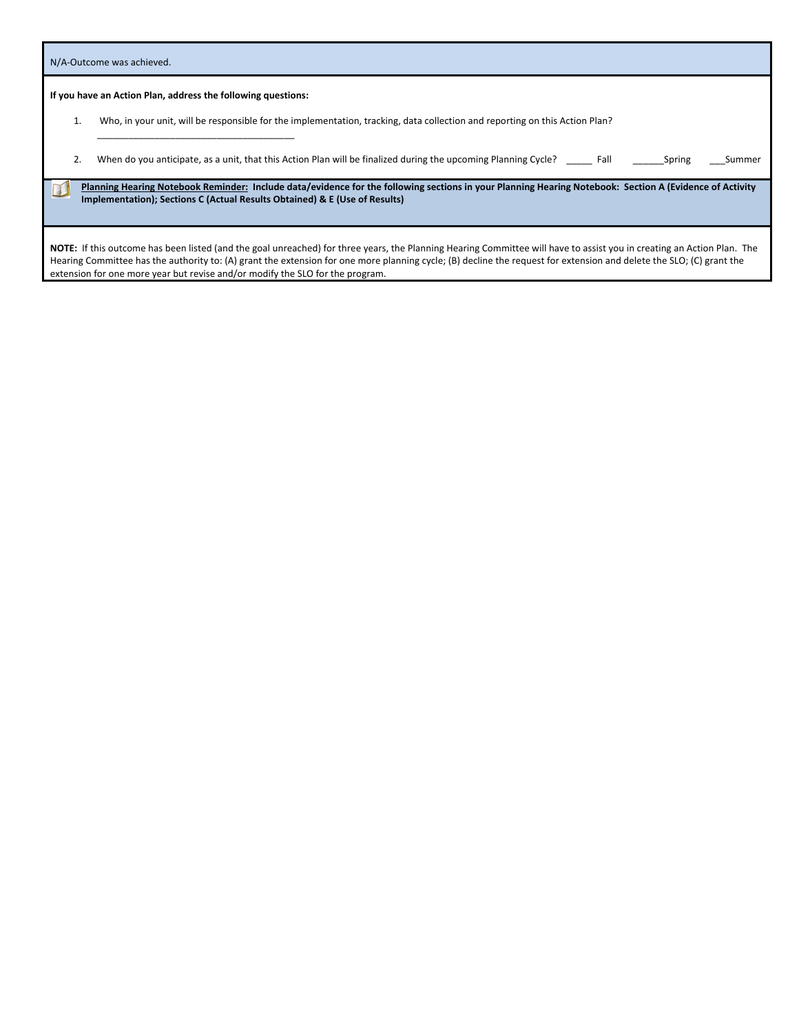N/A-Outcome was achieved.

**If you have an Action Plan, address the following questions:**

1. Who, in your unit, will be responsible for the implementation, tracking, data collection and reporting on this Action Plan?
   ______________________________________

2. When do you anticipate, as a unit, that this Action Plan will be finalized during the upcoming Planning Cycle? _____ Fall ______Spring ___Summer

**Planning Hearing Notebook Reminder: Include data/evidence for the following sections in your Planning Hearing Notebook: Section A (Evidence of Activity Implementation); Sections C (Actual Results Obtained) & E (Use of Results)**

**NOTE:** If this outcome has been listed (and the goal unreached) for three years, the Planning Hearing Committee will have to assist you in creating an Action Plan. The Hearing Committee has the authority to: (A) grant the extension for one more planning cycle; (B) decline the request for extension and delete the SLO; (C) grant the extension for one more year but revise and/or modify the SLO for the program.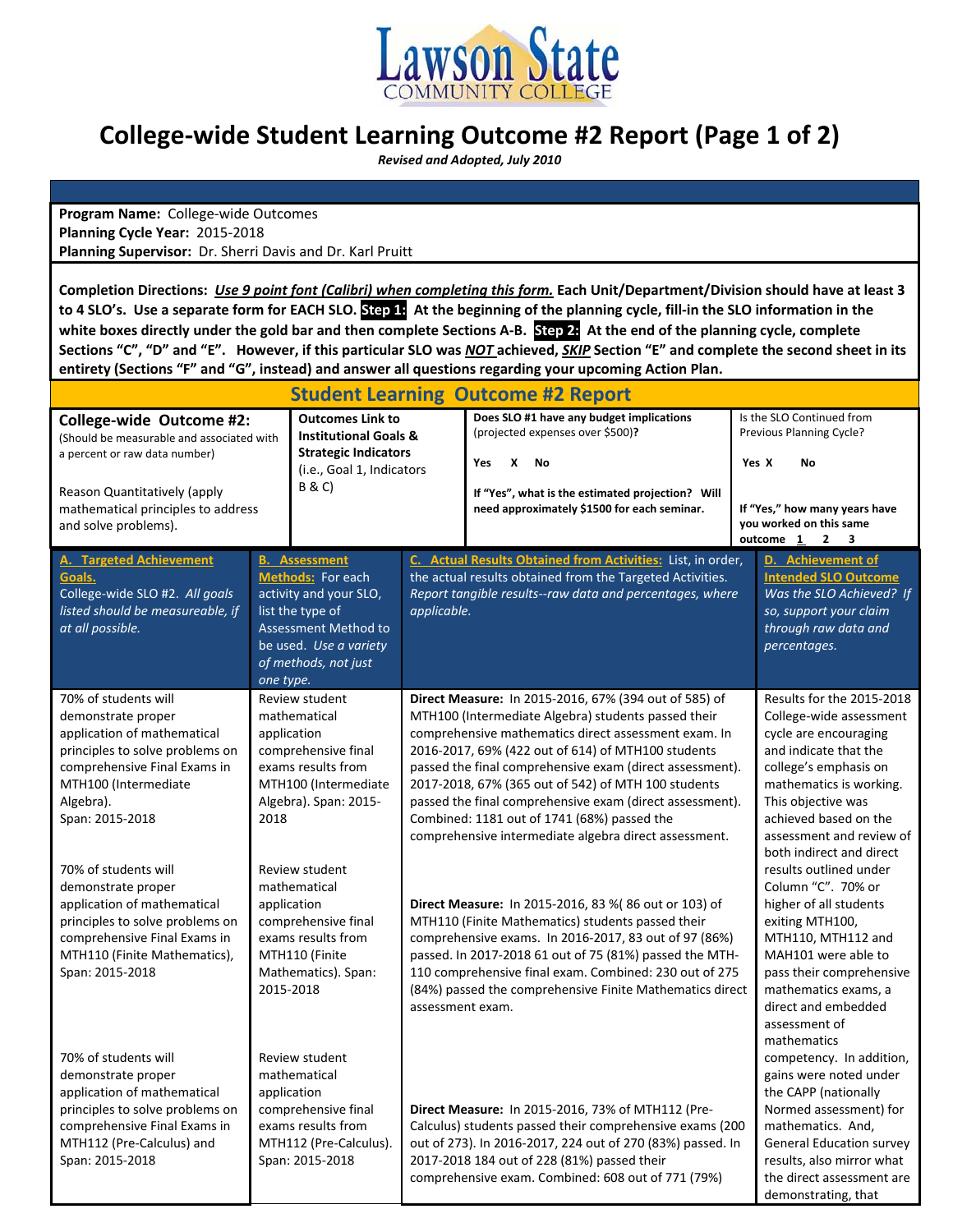Lawson State COMMUNITY COLLEGE

# College-wide Student Learning Outcome #2 Report (Page 1 of 2)

*Revised and Adopted, July 2010*

**Program Name:** College-wide Outcomes
**Planning Cycle Year:** 2015-2018
**Planning Supervisor:** Dr. Sherri Davis and Dr. Karl Pruitt

**Completion Directions:** ***Use 9 point font (Calibri) when completing this form.*** **Each Unit/Department/Division should have at least 3 to 4 SLO's. Use a separate form for EACH SLO. Step 1: At the beginning of the planning cycle, fill-in the SLO information in the white boxes directly under the gold bar and then complete Sections A-B. Step 2: At the end of the planning cycle, complete Sections "C", "D" and "E". However, if this particular SLO was *NOT* achieved, *SKIP* Section "E" and complete the second sheet in its entirety (Sections "F" and "G", instead) and answer all questions regarding your upcoming Action Plan.**

## Student Learning Outcome #2 Report

| **College-wide Outcome #2:** (Should be measurable and associated with a percent or raw data number)<br><br>Reason Quantitatively (apply mathematical principles to address and solve problems). | **Outcomes Link to Institutional Goals & Strategic Indicators** (i.e., Goal 1, Indicators B & C) | **Does SLO #1 have any budget implications** (projected expenses over $500)**?**<br><br>**Yes X No**<br><br>**If "Yes", what is the estimated projection? Will need approximately $1500 for each seminar.** | Is the SLO Continued from Previous Planning Cycle?<br><br>**Yes X No**<br><br>**If "Yes," how many years have you worked on this same outcome 1 2 3** |
|---|---|---|---|

| **A. Targeted Achievement Goals.** College-wide SLO #2. *All goals listed should be measureable, if at all possible.* | **B. Assessment Methods:** For each activity and your SLO, list the type of Assessment Method to be used. *Use a variety of methods, not just one type.* | **C. Actual Results Obtained from Activities:** List, in order, the actual results obtained from the Targeted Activities. *Report tangible results--raw data and percentages, where applicable.* | **D. Achievement of Intended SLO Outcome** *Was the SLO Achieved? If so, support your claim through raw data and percentages.* |
|---|---|---|---|
| 70% of students will demonstrate proper application of mathematical principles to solve problems on comprehensive Final Exams in MTH100 (Intermediate Algebra). Span: 2015-2018 | Review student mathematical application comprehensive final exams results from MTH100 (Intermediate Algebra). Span: 2015-2018 | **Direct Measure:** In 2015-2016, 67% (394 out of 585) of MTH100 (Intermediate Algebra) students passed their comprehensive mathematics direct assessment exam. In 2016-2017, 69% (422 out of 614) of MTH100 students passed the final comprehensive exam (direct assessment). 2017-2018, 67% (365 out of 542) of MTH 100 students passed the final comprehensive exam (direct assessment). Combined: 1181 out of 1741 (68%) passed the comprehensive intermediate algebra direct assessment. | Results for the 2015-2018 College-wide assessment cycle are encouraging and indicate that the college's emphasis on mathematics is working. This objective was achieved based on the assessment and review of both indirect and direct results outlined under Column "C". 70% or higher of all students exiting MTH100, MTH110, MTH112 and MAH101 were able to pass their comprehensive mathematics exams, a direct and embedded assessment of mathematics competency. In addition, gains were noted under the CAPP (nationally Normed assessment) for mathematics. And, General Education survey results, also mirror what the direct assessment are demonstrating, that |
| 70% of students will demonstrate proper application of mathematical principles to solve problems on comprehensive Final Exams in MTH110 (Finite Mathematics), Span: 2015-2018 | Review student mathematical application comprehensive final exams results from MTH110 (Finite Mathematics). Span: 2015-2018 | **Direct Measure:** In 2015-2016, 83 %( 86 out or 103) of MTH110 (Finite Mathematics) students passed their comprehensive exams. In 2016-2017, 83 out of 97 (86%) passed. In 2017-2018 61 out of 75 (81%) passed the MTH-110 comprehensive final exam. Combined: 230 out of 275 (84%) passed the comprehensive Finite Mathematics direct assessment exam. | |
| 70% of students will demonstrate proper application of mathematical principles to solve problems on comprehensive Final Exams in MTH112 (Pre-Calculus) and Span: 2015-2018 | Review student mathematical application comprehensive final exams results from MTH112 (Pre-Calculus). Span: 2015-2018 | **Direct Measure:** In 2015-2016, 73% of MTH112 (Pre-Calculus) students passed their comprehensive exams (200 out of 273). In 2016-2017, 224 out of 270 (83%) passed. In 2017-2018 184 out of 228 (81%) passed their comprehensive exam. Combined: 608 out of 771 (79%) | |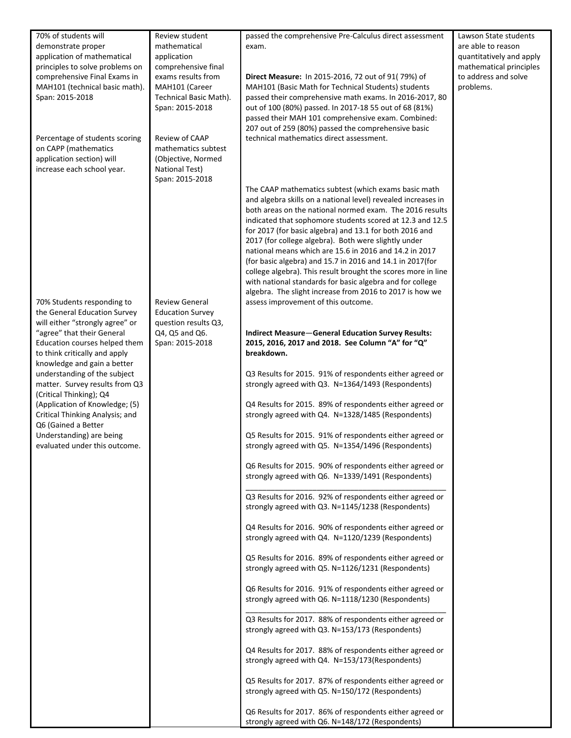| | | | |
|---|---|---|---|
| 70% of students will demonstrate proper application of mathematical principles to solve problems on comprehensive Final Exams in MAH101 (technical basic math). Span: 2015-2018<br><br>Percentage of students scoring on CAPP (mathematics application section) will increase each school year.<br><br>70% Students responding to the General Education Survey will either "strongly agree" or "agree" that their General Education courses helped them to think critically and apply knowledge and gain a better understanding of the subject matter. Survey results from Q3 (Critical Thinking); Q4 (Application of Knowledge; (5) Critical Thinking Analysis; and Q6 (Gained a Better Understanding) are being evaluated under this outcome. | Review student mathematical application comprehensive final exams results from MAH101 (Career Technical Basic Math). Span: 2015-2018<br><br>Review of CAAP mathematics subtest (Objective, Normed National Test) Span: 2015-2018<br><br>Review General Education Survey question results Q3, Q4, Q5 and Q6. Span: 2015-2018 | passed the comprehensive Pre-Calculus direct assessment exam.<br><br>**Direct Measure:** In 2015-2016, 72 out of 91( 79%) of MAH101 (Basic Math for Technical Students) students passed their comprehensive math exams. In 2016-2017, 80 out of 100 (80%) passed. In 2017-18 55 out of 68 (81%) passed their MAH 101 comprehensive exam. Combined: 207 out of 259 (80%) passed the comprehensive basic technical mathematics direct assessment.<br><br>The CAAP mathematics subtest (which exams basic math and algebra skills on a national level) revealed increases in both areas on the national normed exam. The 2016 results indicated that sophomore students scored at 12.3 and 12.5 for 2017 (for basic algebra) and 13.1 for both 2016 and 2017 (for college algebra). Both were slightly under national means which are 15.6 in 2016 and 14.2 in 2017 (for basic algebra) and 15.7 in 2016 and 14.1 in 2017(for college algebra). This result brought the scores more in line with national standards for basic algebra and for college algebra. The slight increase from 2016 to 2017 is how we assess improvement of this outcome.<br><br>**Indirect Measure—General Education Survey Results: 2015, 2016, 2017 and 2018. See Column "A" for "Q" breakdown.**<br><br>Q3 Results for 2015. 91% of respondents either agreed or strongly agreed with Q3. N=1364/1493 (Respondents)<br><br>Q4 Results for 2015. 89% of respondents either agreed or strongly agreed with Q4. N=1328/1485 (Respondents)<br><br>Q5 Results for 2015. 91% of respondents either agreed or strongly agreed with Q5. N=1354/1496 (Respondents)<br><br>Q6 Results for 2015. 90% of respondents either agreed or strongly agreed with Q6. N=1339/1491 (Respondents)<br>______________________________<br>Q3 Results for 2016. 92% of respondents either agreed or strongly agreed with Q3. N=1145/1238 (Respondents)<br><br>Q4 Results for 2016. 90% of respondents either agreed or strongly agreed with Q4. N=1120/1239 (Respondents)<br><br>Q5 Results for 2016. 89% of respondents either agreed or strongly agreed with Q5. N=1126/1231 (Respondents)<br><br>Q6 Results for 2016. 91% of respondents either agreed or strongly agreed with Q6. N=1118/1230 (Respondents)<br>______________________________<br>Q3 Results for 2017. 88% of respondents either agreed or strongly agreed with Q3. N=153/173 (Respondents)<br><br>Q4 Results for 2017. 88% of respondents either agreed or strongly agreed with Q4. N=153/173(Respondents)<br><br>Q5 Results for 2017. 87% of respondents either agreed or strongly agreed with Q5. N=150/172 (Respondents)<br><br>Q6 Results for 2017. 86% of respondents either agreed or strongly agreed with Q6. N=148/172 (Respondents) | Lawson State students are able to reason quantitatively and apply mathematical principles to address and solve problems. |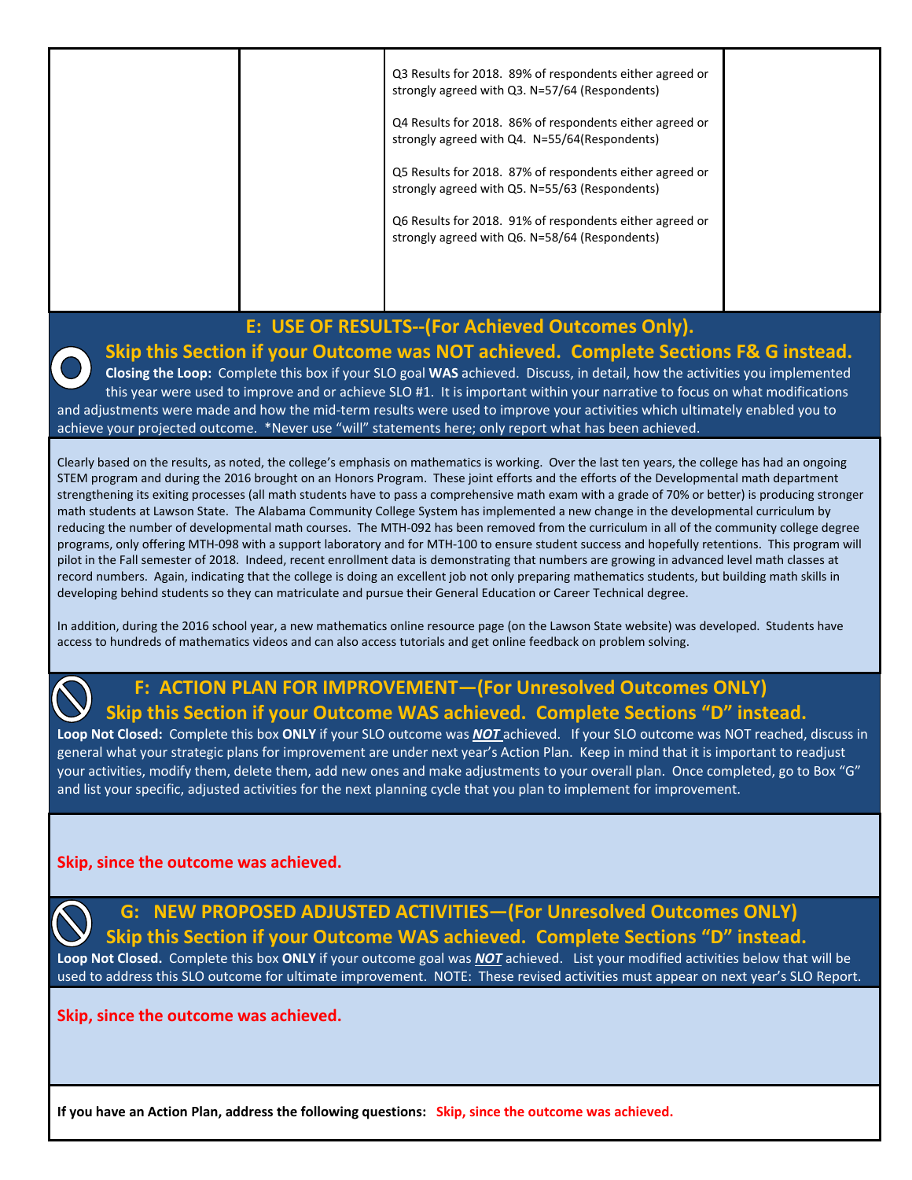| | | | |
|---|---|---|---|
| | | Q3 Results for 2018. 89% of respondents either agreed or strongly agreed with Q3. N=57/64 (Respondents)<br><br>Q4 Results for 2018. 86% of respondents either agreed or strongly agreed with Q4. N=55/64(Respondents)<br><br>Q5 Results for 2018. 87% of respondents either agreed or strongly agreed with Q5. N=55/63 (Respondents)<br><br>Q6 Results for 2018. 91% of respondents either agreed or strongly agreed with Q6. N=58/64 (Respondents) | |

## E: USE OF RESULTS--(For Achieved Outcomes Only).

## Skip this Section if your Outcome was NOT achieved. Complete Sections F& G instead.

**Closing the Loop:** Complete this box if your SLO goal **WAS** achieved. Discuss, in detail, how the activities you implemented this year were used to improve and or achieve SLO #1. It is important within your narrative to focus on what modifications and adjustments were made and how the mid-term results were used to improve your activities which ultimately enabled you to achieve your projected outcome. *Never use "will" statements here; only report what has been achieved.

Clearly based on the results, as noted, the college's emphasis on mathematics is working. Over the last ten years, the college has had an ongoing STEM program and during the 2016 brought on an Honors Program. These joint efforts and the efforts of the Developmental math department strengthening its exiting processes (all math students have to pass a comprehensive math exam with a grade of 70% or better) is producing stronger math students at Lawson State. The Alabama Community College System has implemented a new change in the developmental curriculum by reducing the number of developmental math courses. The MTH-092 has been removed from the curriculum in all of the community college degree programs, only offering MTH-098 with a support laboratory and for MTH-100 to ensure student success and hopefully retentions. This program will pilot in the Fall semester of 2018. Indeed, recent enrollment data is demonstrating that numbers are growing in advanced level math classes at record numbers. Again, indicating that the college is doing an excellent job not only preparing mathematics students, but building math skills in developing behind students so they can matriculate and pursue their General Education or Career Technical degree.

In addition, during the 2016 school year, a new mathematics online resource page (on the Lawson State website) was developed. Students have access to hundreds of mathematics videos and can also access tutorials and get online feedback on problem solving.

## F: ACTION PLAN FOR IMPROVEMENT—(For Unresolved Outcomes ONLY)

## Skip this Section if your Outcome WAS achieved. Complete Sections "D" instead.

**Loop Not Closed:** Complete this box **ONLY** if your SLO outcome was ***NOT*** achieved. If your SLO outcome was NOT reached, discuss in general what your strategic plans for improvement are under next year's Action Plan. Keep in mind that it is important to readjust your activities, modify them, delete them, add new ones and make adjustments to your overall plan. Once completed, go to Box "G" and list your specific, adjusted activities for the next planning cycle that you plan to implement for improvement.

**Skip, since the outcome was achieved.**

## G: NEW PROPOSED ADJUSTED ACTIVITIES—(For Unresolved Outcomes ONLY)

## Skip this Section if your Outcome WAS achieved. Complete Sections "D" instead.

**Loop Not Closed.** Complete this box **ONLY** if your outcome goal was ***NOT*** achieved. List your modified activities below that will be used to address this SLO outcome for ultimate improvement. NOTE: These revised activities must appear on next year's SLO Report.

**Skip, since the outcome was achieved.**

**If you have an Action Plan, address the following questions:** **Skip, since the outcome was achieved.**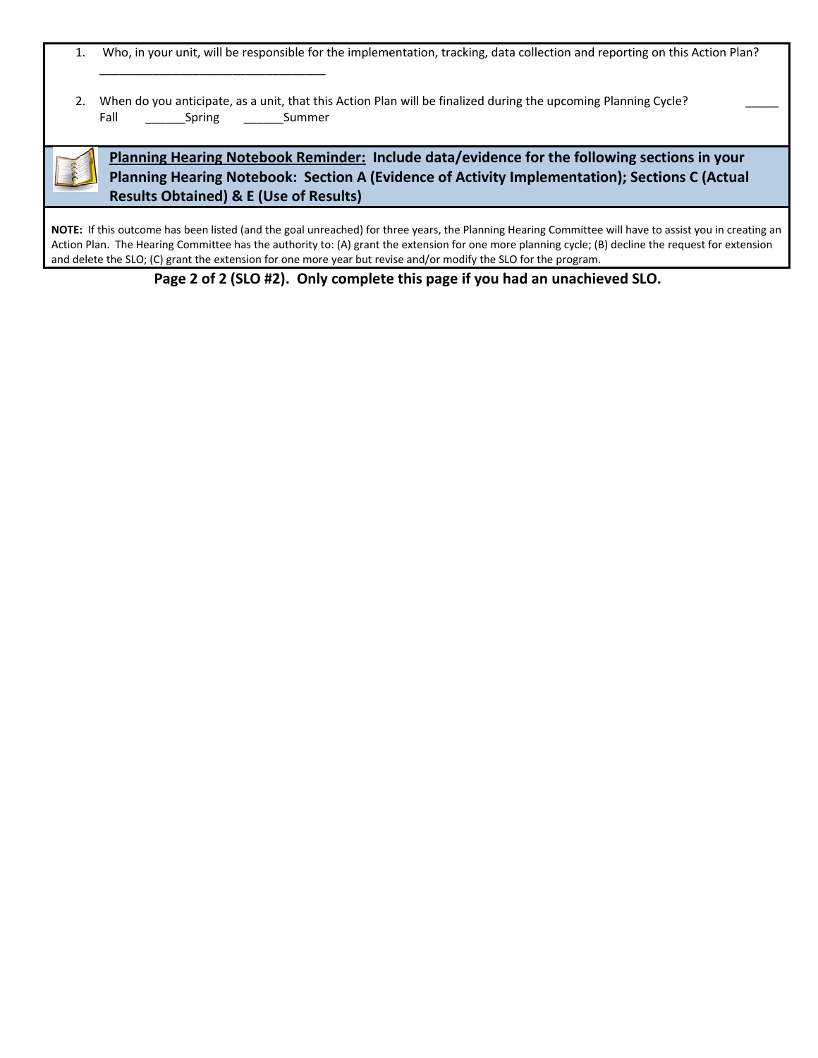1. Who, in your unit, will be responsible for the implementation, tracking, data collection and reporting on this Action Plan?
   __________________________________

2. When do you anticipate, as a unit, that this Action Plan will be finalized during the upcoming Planning Cycle? _____ Fall ______Spring ______Summer

**Planning Hearing Notebook Reminder: Include data/evidence for the following sections in your Planning Hearing Notebook: Section A (Evidence of Activity Implementation); Sections C (Actual Results Obtained) & E (Use of Results)**

**NOTE:** If this outcome has been listed (and the goal unreached) for three years, the Planning Hearing Committee will have to assist you in creating an Action Plan. The Hearing Committee has the authority to: (A) grant the extension for one more planning cycle; (B) decline the request for extension and delete the SLO; (C) grant the extension for one more year but revise and/or modify the SLO for the program.

**Page 2 of 2 (SLO #2). Only complete this page if you had an unachieved SLO.**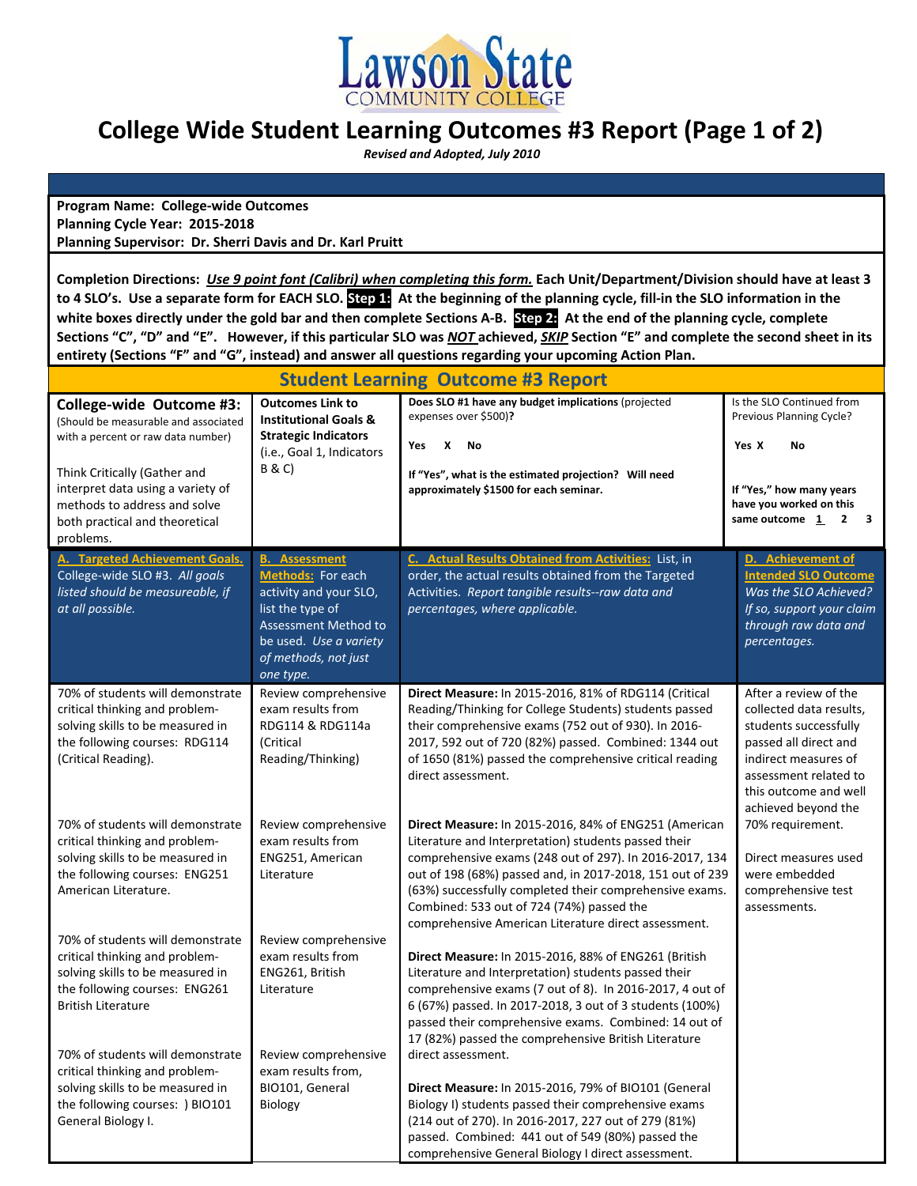# College Wide Student Learning Outcomes #3 Report (Page 1 of 2)

*Revised and Adopted, July 2010*

**Program Name: College-wide Outcomes**
**Planning Cycle Year: 2015-2018**
**Planning Supervisor: Dr. Sherri Davis and Dr. Karl Pruitt**

**Completion Directions: *Use 9 point font (Calibri) when completing this form.* Each Unit/Department/Division should have at least 3 to 4 SLO's. Use a separate form for EACH SLO. Step 1: At the beginning of the planning cycle, fill-in the SLO information in the white boxes directly under the gold bar and then complete Sections A-B. Step 2: At the end of the planning cycle, complete Sections "C", "D" and "E". However, if this particular SLO was *NOT* achieved, *SKIP* Section "E" and complete the second sheet in its entirety (Sections "F" and "G", instead) and answer all questions regarding your upcoming Action Plan.**

## Student Learning Outcome #3 Report

| **College-wide Outcome #3:** (Should be measurable and associated with a percent or raw data number)<br><br>Think Critically (Gather and interpret data using a variety of methods to address and solve both practical and theoretical problems. | **Outcomes Link to Institutional Goals & Strategic Indicators** (i.e., Goal 1, Indicators B & C) | **Does SLO #1 have any budget implications** (projected expenses over $500)?<br><br>**Yes X No**<br><br>**If "Yes", what is the estimated projection? Will need approximately $1500 for each seminar.** | Is the SLO Continued from Previous Planning Cycle?<br><br>**Yes X No**<br><br>**If "Yes," how many years have you worked on this same outcome 1 2 3** |
|---|---|---|---|

| **A. Targeted Achievement Goals.** College-wide SLO #3. *All goals listed should be measureable, if at all possible.* | **B. Assessment Methods:** For each activity and your SLO, list the type of Assessment Method to be used. *Use a variety of methods, not just one type.* | **C. Actual Results Obtained from Activities:** List, in order, the actual results obtained from the Targeted Activities. *Report tangible results--raw data and percentages, where applicable.* | **D. Achievement of Intended SLO Outcome** *Was the SLO Achieved? If so, support your claim through raw data and percentages.* |
|---|---|---|---|
| 70% of students will demonstrate critical thinking and problem-solving skills to be measured in the following courses: RDG114 (Critical Reading). | Review comprehensive exam results from RDG114 & RDG114a (Critical Reading/Thinking) | **Direct Measure:** In 2015-2016, 81% of RDG114 (Critical Reading/Thinking for College Students) students passed their comprehensive exams (752 out of 930). In 2016-2017, 592 out of 720 (82%) passed. Combined: 1344 out of 1650 (81%) passed the comprehensive critical reading direct assessment. | After a review of the collected data results, students successfully passed all direct and indirect measures of assessment related to this outcome and well achieved beyond the 70% requirement.<br><br>Direct measures used were embedded comprehensive test assessments. |
| 70% of students will demonstrate critical thinking and problem-solving skills to be measured in the following courses: ENG251 American Literature. | Review comprehensive exam results from ENG251, American Literature | **Direct Measure:** In 2015-2016, 84% of ENG251 (American Literature and Interpretation) students passed their comprehensive exams (248 out of 297). In 2016-2017, 134 out of 198 (68%) passed and, in 2017-2018, 151 out of 239 (63%) successfully completed their comprehensive exams. Combined: 533 out of 724 (74%) passed the comprehensive American Literature direct assessment. | |
| 70% of students will demonstrate critical thinking and problem-solving skills to be measured in the following courses: ENG261 British Literature | Review comprehensive exam results from ENG261, British Literature | **Direct Measure:** In 2015-2016, 88% of ENG261 (British Literature and Interpretation) students passed their comprehensive exams (7 out of 8). In 2016-2017, 4 out of 6 (67%) passed. In 2017-2018, 3 out of 3 students (100%) passed their comprehensive exams. Combined: 14 out of 17 (82%) passed the comprehensive British Literature direct assessment. | |
| 70% of students will demonstrate critical thinking and problem-solving skills to be measured in the following courses: ) BIO101 General Biology I. | Review comprehensive exam results from, BIO101, General Biology | **Direct Measure:** In 2015-2016, 79% of BIO101 (General Biology I) students passed their comprehensive exams (214 out of 270). In 2016-2017, 227 out of 279 (81%) passed. Combined: 441 out of 549 (80%) passed the comprehensive General Biology I direct assessment. | |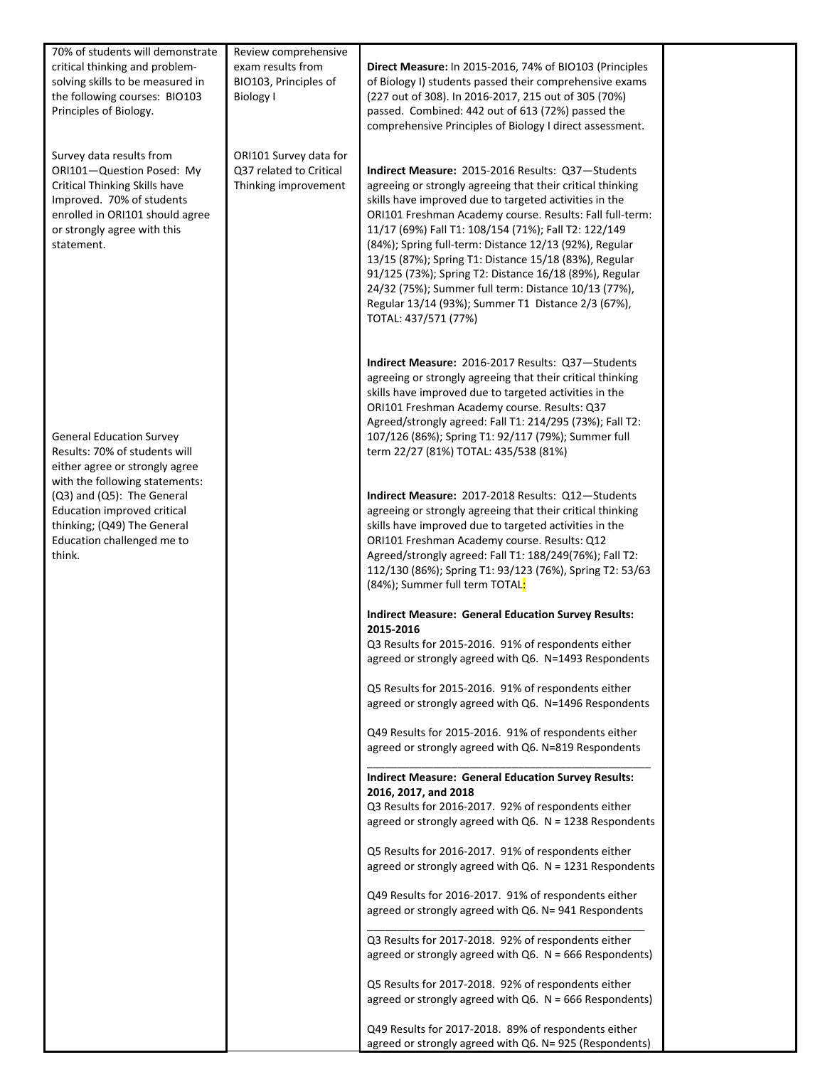| | | | |
|---|---|---|---|
| 70% of students will demonstrate critical thinking and problem-solving skills to be measured in the following courses: BIO103 Principles of Biology.<br><br>Survey data results from ORI101—Question Posed: My Critical Thinking Skills have Improved. 70% of students enrolled in ORI101 should agree or strongly agree with this statement.<br><br>General Education Survey Results: 70% of students will either agree or strongly agree with the following statements: (Q3) and (Q5): The General Education improved critical thinking; (Q49) The General Education challenged me to think. | Review comprehensive exam results from BIO103, Principles of Biology I<br><br>ORI101 Survey data for Q37 related to Critical Thinking improvement | **Direct Measure:** In 2015-2016, 74% of BIO103 (Principles of Biology I) students passed their comprehensive exams (227 out of 308). In 2016-2017, 215 out of 305 (70%) passed. Combined: 442 out of 613 (72%) passed the comprehensive Principles of Biology I direct assessment.<br><br>**Indirect Measure:** 2015-2016 Results: Q37—Students agreeing or strongly agreeing that their critical thinking skills have improved due to targeted activities in the ORI101 Freshman Academy course. Results: Fall full-term: 11/17 (69%) Fall T1: 108/154 (71%); Fall T2: 122/149 (84%); Spring full-term: Distance 12/13 (92%), Regular 13/15 (87%); Spring T1: Distance 15/18 (83%), Regular 91/125 (73%); Spring T2: Distance 16/18 (89%), Regular 24/32 (75%); Summer full term: Distance 10/13 (77%), Regular 13/14 (93%); Summer T1 Distance 2/3 (67%), TOTAL: 437/571 (77%)<br><br>**Indirect Measure:** 2016-2017 Results: Q37—Students agreeing or strongly agreeing that their critical thinking skills have improved due to targeted activities in the ORI101 Freshman Academy course. Results: Q37 Agreed/strongly agreed: Fall T1: 214/295 (73%); Fall T2: 107/126 (86%); Spring T1: 92/117 (79%); Summer full term 22/27 (81%) TOTAL: 435/538 (81%)<br><br>**Indirect Measure:** 2017-2018 Results: Q12—Students agreeing or strongly agreeing that their critical thinking skills have improved due to targeted activities in the ORI101 Freshman Academy course. Results: Q12 Agreed/strongly agreed: Fall T1: 188/249(76%); Fall T2: 112/130 (86%); Spring T1: 93/123 (76%), Spring T2: 53/63 (84%); Summer full term TOTAL:<br><br>**Indirect Measure: General Education Survey Results: 2015-2016**<br>Q3 Results for 2015-2016. 91% of respondents either agreed or strongly agreed with Q6. N=1493 Respondents<br><br>Q5 Results for 2015-2016. 91% of respondents either agreed or strongly agreed with Q6. N=1496 Respondents<br><br>Q49 Results for 2015-2016. 91% of respondents either agreed or strongly agreed with Q6. N=819 Respondents<br>_______________________________________________<br>**Indirect Measure: General Education Survey Results: 2016, 2017, and 2018**<br>Q3 Results for 2016-2017. 92% of respondents either agreed or strongly agreed with Q6. N = 1238 Respondents<br><br>Q5 Results for 2016-2017. 91% of respondents either agreed or strongly agreed with Q6. N = 1231 Respondents<br><br>Q49 Results for 2016-2017. 91% of respondents either agreed or strongly agreed with Q6. N= 941 Respondents<br>_______________________________________________<br>Q3 Results for 2017-2018. 92% of respondents either agreed or strongly agreed with Q6. N = 666 Respondents)<br><br>Q5 Results for 2017-2018. 92% of respondents either agreed or strongly agreed with Q6. N = 666 Respondents)<br><br>Q49 Results for 2017-2018. 89% of respondents either agreed or strongly agreed with Q6. N= 925 (Respondents) | |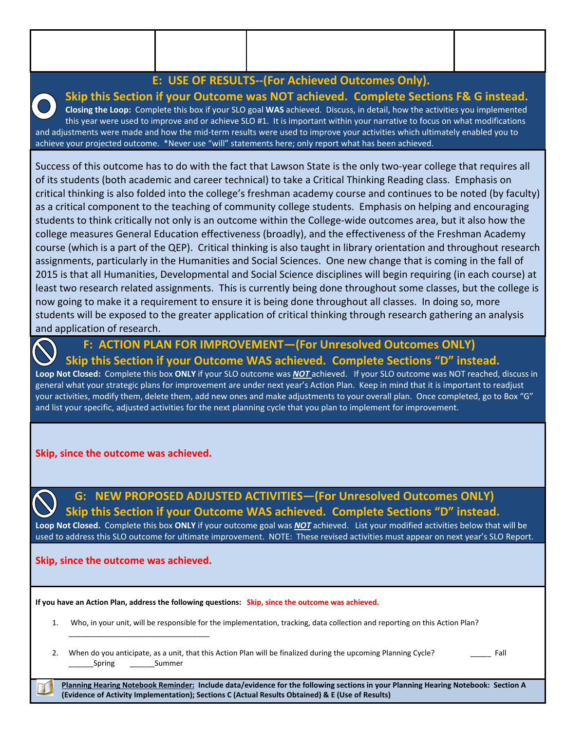| | | | |
|---|---|---|---|
| | | | |

## E: USE OF RESULTS--(For Achieved Outcomes Only).

### Skip this Section if your Outcome was NOT achieved. Complete Sections F& G instead.

**Closing the Loop:** Complete this box if your SLO goal **WAS** achieved. Discuss, in detail, how the activities you implemented this year were used to improve and or achieve SLO #1. It is important within your narrative to focus on what modifications and adjustments were made and how the mid-term results were used to improve your activities which ultimately enabled you to achieve your projected outcome. *Never use "will" statements here; only report what has been achieved.

Success of this outcome has to do with the fact that Lawson State is the only two-year college that requires all of its students (both academic and career technical) to take a Critical Thinking Reading class. Emphasis on critical thinking is also folded into the college's freshman academy course and continues to be noted (by faculty) as a critical component to the teaching of community college students. Emphasis on helping and encouraging students to think critically not only is an outcome within the College-wide outcomes area, but it also how the college measures General Education effectiveness (broadly), and the effectiveness of the Freshman Academy course (which is a part of the QEP). Critical thinking is also taught in library orientation and throughout research assignments, particularly in the Humanities and Social Sciences. One new change that is coming in the fall of 2015 is that all Humanities, Developmental and Social Science disciplines will begin requiring (in each course) at least two research related assignments. This is currently being done throughout some classes, but the college is now going to make it a requirement to ensure it is being done throughout all classes. In doing so, more students will be exposed to the greater application of critical thinking through research gathering an analysis and application of research.

## F: ACTION PLAN FOR IMPROVEMENT—(For Unresolved Outcomes ONLY)

### Skip this Section if your Outcome WAS achieved. Complete Sections "D" instead.

**Loop Not Closed:** Complete this box **ONLY** if your SLO outcome was ***NOT*** achieved. If your SLO outcome was NOT reached, discuss in general what your strategic plans for improvement are under next year's Action Plan. Keep in mind that it is important to readjust your activities, modify them, delete them, add new ones and make adjustments to your overall plan. Once completed, go to Box "G" and list your specific, adjusted activities for the next planning cycle that you plan to implement for improvement.

**Skip, since the outcome was achieved.**

## G: NEW PROPOSED ADJUSTED ACTIVITIES—(For Unresolved Outcomes ONLY)

### Skip this Section if your Outcome WAS achieved. Complete Sections "D" instead.

**Loop Not Closed.** Complete this box **ONLY** if your outcome goal was ***NOT*** achieved. List your modified activities below that will be used to address this SLO outcome for ultimate improvement. NOTE: These revised activities must appear on next year's SLO Report.

**Skip, since the outcome was achieved.**

**If you have an Action Plan, address the following questions:** **Skip, since the outcome was achieved.**

1. Who, in your unit, will be responsible for the implementation, tracking, data collection and reporting on this Action Plan?
   ___________________________________

2. When do you anticipate, as a unit, that this Action Plan will be finalized during the upcoming Planning Cycle? _____ Fall ______Spring ______Summer

**Planning Hearing Notebook Reminder: Include data/evidence for the following sections in your Planning Hearing Notebook: Section A (Evidence of Activity Implementation); Sections C (Actual Results Obtained) & E (Use of Results)**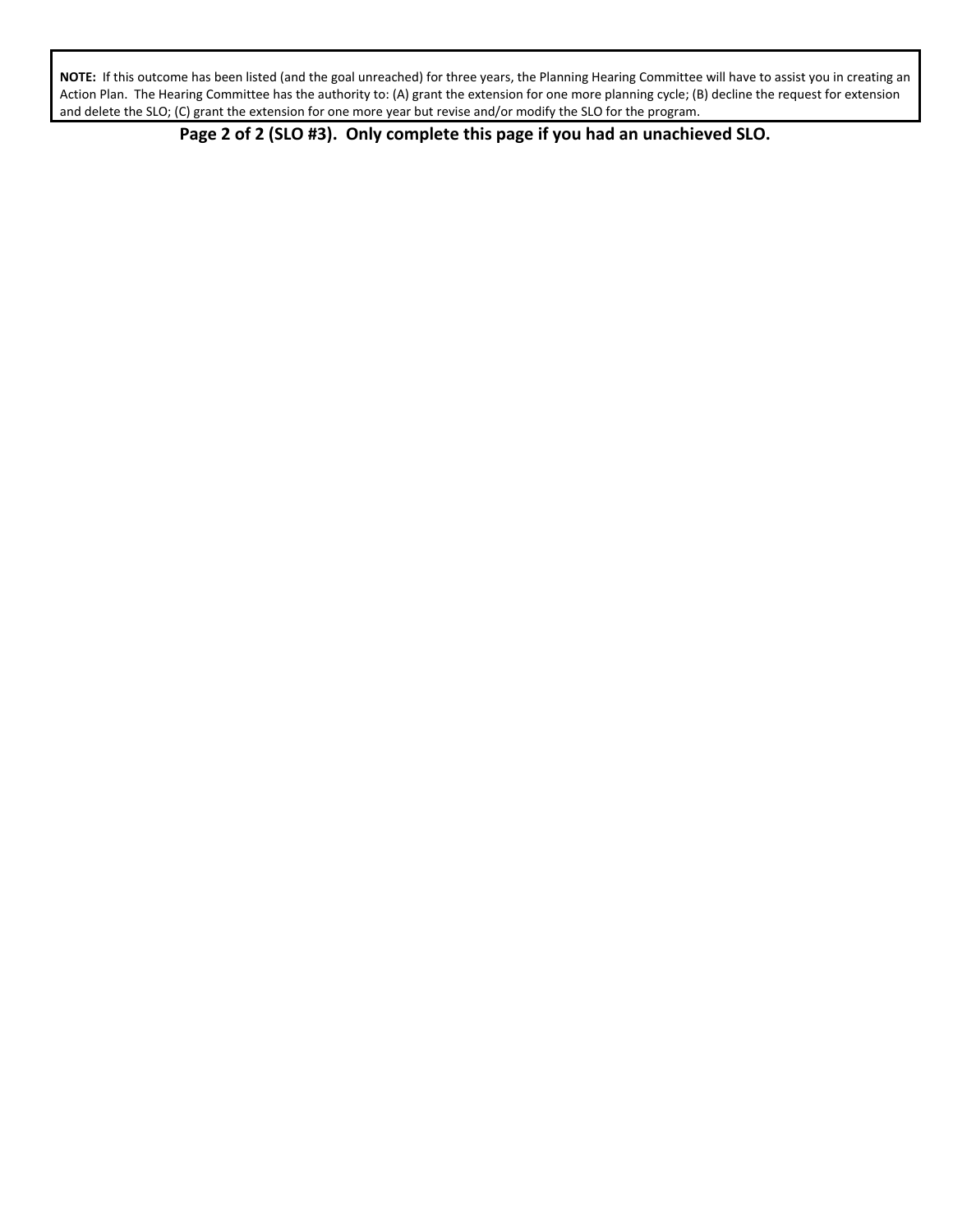**NOTE:** If this outcome has been listed (and the goal unreached) for three years, the Planning Hearing Committee will have to assist you in creating an Action Plan. The Hearing Committee has the authority to: (A) grant the extension for one more planning cycle; (B) decline the request for extension and delete the SLO; (C) grant the extension for one more year but revise and/or modify the SLO for the program.

**Page 2 of 2 (SLO #3). Only complete this page if you had an unachieved SLO.**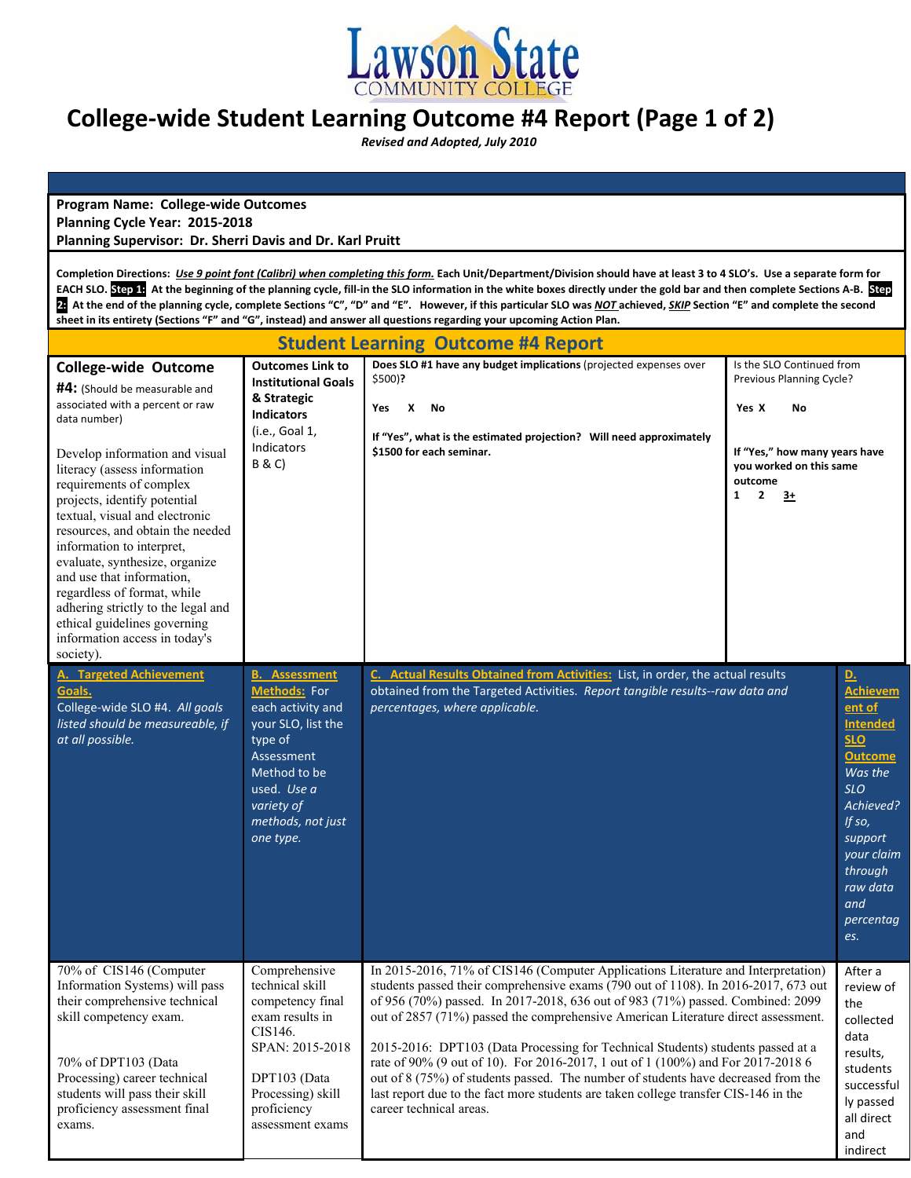Lawson State COMMUNITY COLLEGE

# College-wide Student Learning Outcome #4 Report (Page 1 of 2)

*Revised and Adopted, July 2010*

**Program Name: College-wide Outcomes**
**Planning Cycle Year: 2015-2018**
**Planning Supervisor: Dr. Sherri Davis and Dr. Karl Pruitt**

**Completion Directions:** ***Use 9 point font (Calibri) when completing this form.*** **Each Unit/Department/Division should have at least 3 to 4 SLO's. Use a separate form for EACH SLO. Step 1: At the beginning of the planning cycle, fill-in the SLO information in the white boxes directly under the gold bar and then complete Sections A-B. Step 2: At the end of the planning cycle, complete Sections "C", "D" and "E". However, if this particular SLO was *NOT* achieved, *SKIP* Section "E" and complete the second sheet in its entirety (Sections "F" and "G", instead) and answer all questions regarding your upcoming Action Plan.**

## Student Learning Outcome #4 Report

| **College-wide Outcome #4:** (Should be measurable and associated with a percent or raw data number) | **Outcomes Link to Institutional Goals & Strategic Indicators** (i.e., Goal 1, Indicators B & C) | **Does SLO #1 have any budget implications** (projected expenses over $500)? | **Is the SLO Continued from Previous Planning Cycle?** |
|---|---|---|---|
| Develop information and visual literacy (assess information requirements of complex projects, identify potential textual, visual and electronic resources, and obtain the needed information to interpret, evaluate, synthesize, organize and use that information, regardless of format, while adhering strictly to the legal and ethical guidelines governing information access in today's society). | | **Yes X No**<br><br>**If "Yes", what is the estimated projection? Will need approximately $1500 for each seminar.** | **Yes X No**<br><br>**If "Yes," how many years have you worked on this same outcome**<br>**1 2 3+** |

| **A. Targeted Achievement Goals.** College-wide SLO #4. *All goals listed should be measureable, if at all possible.* | **B. Assessment Methods:** For each activity and your SLO, list the type of Assessment Method to be used. *Use a variety of methods, not just one type.* | **C. Actual Results Obtained from Activities:** List, in order, the actual results obtained from the Targeted Activities. *Report tangible results--raw data and percentages, where applicable.* | **D. Achievement of Intended SLO Outcome** *Was the SLO Achieved? If so, support your claim through raw data and percentages.* |
|---|---|---|---|
| 70% of CIS146 (Computer Information Systems) will pass their comprehensive technical skill competency exam.<br><br>70% of DPT103 (Data Processing) career technical students will pass their skill proficiency assessment final exams. | Comprehensive technical skill competency final exam results in CIS146.<br>SPAN: 2015-2018<br><br>DPT103 (Data Processing) skill proficiency assessment exams | In 2015-2016, 71% of CIS146 (Computer Applications Literature and Interpretation) students passed their comprehensive exams (790 out of 1108). In 2016-2017, 673 out of 956 (70%) passed. In 2017-2018, 636 out of 983 (71%) passed. Combined: 2099 out of 2857 (71%) passed the comprehensive American Literature direct assessment.<br><br>2015-2016: DPT103 (Data Processing for Technical Students) students passed at a rate of 90% (9 out of 10). For 2016-2017, 1 out of 1 (100%) and For 2017-2018 6 out of 8 (75%) of students passed. The number of students have decreased from the last report due to the fact more students are taken college transfer CIS-146 in the career technical areas. | After a review of the collected data results, students successfully passed all direct and indirect |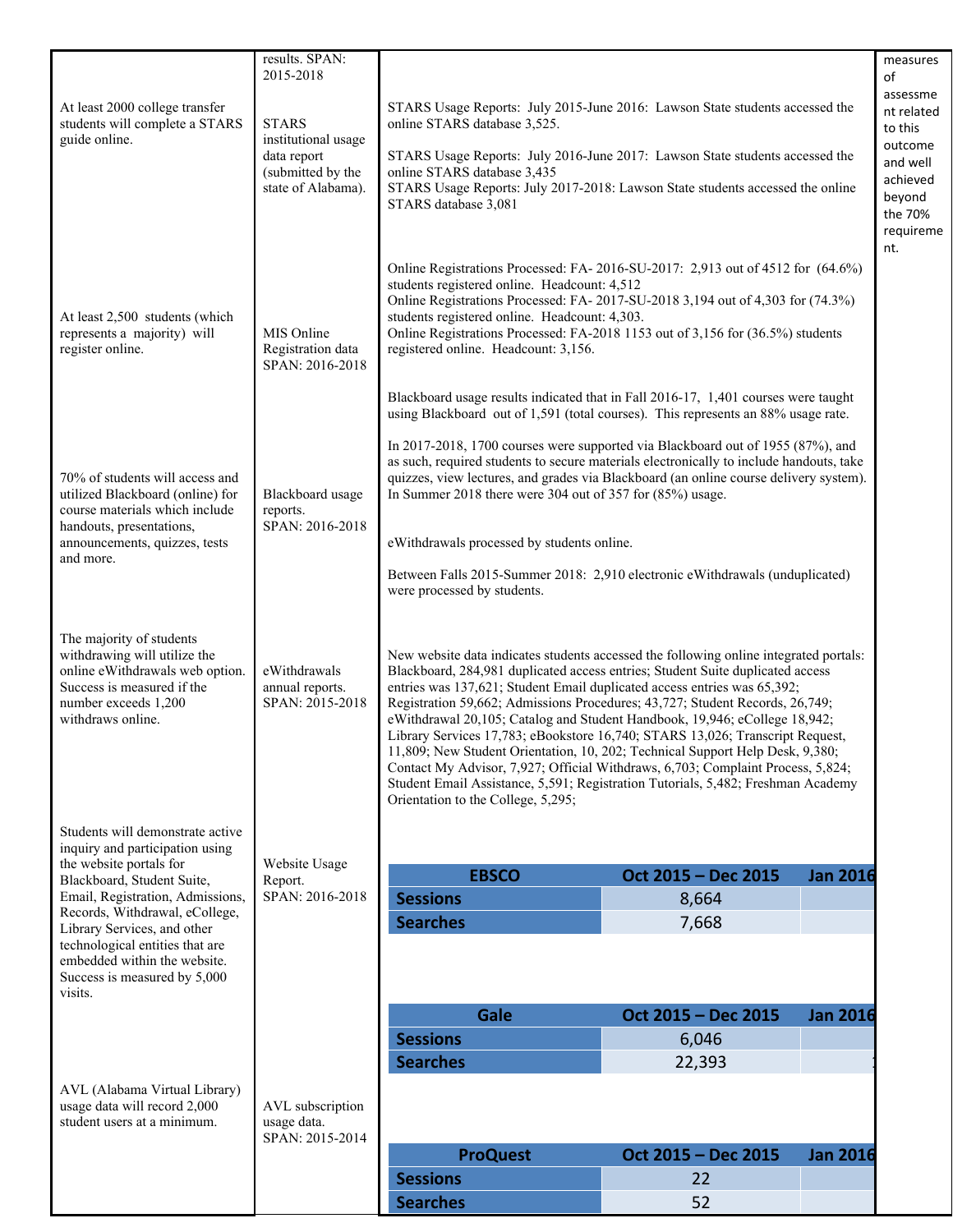| | | | |
|---|---|---|---|
| | results. SPAN: 2015-2018 | | measures of assessment related to this outcome and well achieved beyond the 70% requirement. |
| At least 2000 college transfer students will complete a STARS guide online. | STARS institutional usage data report (submitted by the state of Alabama). | STARS Usage Reports: July 2015-June 2016: Lawson State students accessed the online STARS database 3,525.<br><br>STARS Usage Reports: July 2016-June 2017: Lawson State students accessed the online STARS database 3,435<br>STARS Usage Reports: July 2017-2018: Lawson State students accessed the online STARS database 3,081 | |
| At least 2,500 students (which represents a majority) will register online. | MIS Online Registration data SPAN: 2016-2018 | Online Registrations Processed: FA- 2016-SU-2017: 2,913 out of 4512 for (64.6%) students registered online. Headcount: 4,512<br>Online Registrations Processed: FA- 2017-SU-2018 3,194 out of 4,303 for (74.3%) students registered online. Headcount: 4,303.<br>Online Registrations Processed: FA-2018 1153 out of 3,156 for (36.5%) students registered online. Headcount: 3,156. | |
| 70% of students will access and utilized Blackboard (online) for course materials which include handouts, presentations, announcements, quizzes, tests and more. | Blackboard usage reports. SPAN: 2016-2018 | Blackboard usage results indicated that in Fall 2016-17, 1,401 courses were taught using Blackboard out of 1,591 (total courses). This represents an 88% usage rate.<br><br>In 2017-2018, 1700 courses were supported via Blackboard out of 1955 (87%), and as such, required students to secure materials electronically to include handouts, take quizzes, view lectures, and grades via Blackboard (an online course delivery system). In Summer 2018 there were 304 out of 357 for (85%) usage. | |
| The majority of students withdrawing will utilize the online eWithdrawals web option. Success is measured if the number exceeds 1,200 withdraws online. | eWithdrawals annual reports. SPAN: 2015-2018 | eWithdrawals processed by students online.<br><br>Between Falls 2015-Summer 2018: 2,910 electronic eWithdrawals (unduplicated) were processed by students. | |
| Students will demonstrate active inquiry and participation using the website portals for Blackboard, Student Suite, Email, Registration, Admissions, Records, Withdrawal, eCollege, Library Services, and other technological entities that are embedded within the website. Success is measured by 5,000 visits. | Website Usage Report. SPAN: 2016-2018 | New website data indicates students accessed the following online integrated portals: Blackboard, 284,981 duplicated access entries; Student Suite duplicated access entries was 137,621; Student Email duplicated access entries was 65,392; Registration 59,662; Admissions Procedures; 43,727; Student Records, 26,749; eWithdrawal 20,105; Catalog and Student Handbook, 19,946; eCollege 18,942; Library Services 17,783; eBookstore 16,740; STARS 13,026; Transcript Request, 11,809; New Student Orientation, 10, 202; Technical Support Help Desk, 9,380; Contact My Advisor, 7,927; Official Withdraws, 6,703; Complaint Process, 5,824; Student Email Assistance, 5,591; Registration Tutorials, 5,482; Freshman Academy Orientation to the College, 5,295; | |
| AVL (Alabama Virtual Library) usage data will record 2,000 student users at a minimum. | AVL subscription usage data. SPAN: 2015-2014 | (see tables below) | |

| EBSCO | Oct 2015 – Dec 2015 | Jan 2016 |
|---|---|---|
| Sessions | 8,664 | |
| Searches | 7,668 | |

| Gale | Oct 2015 – Dec 2015 | Jan 2016 |
|---|---|---|
| Sessions | 6,046 | |
| Searches | 22,393 | |

| ProQuest | Oct 2015 – Dec 2015 | Jan 2016 |
|---|---|---|
| Sessions | 22 | |
| Searches | 52 | |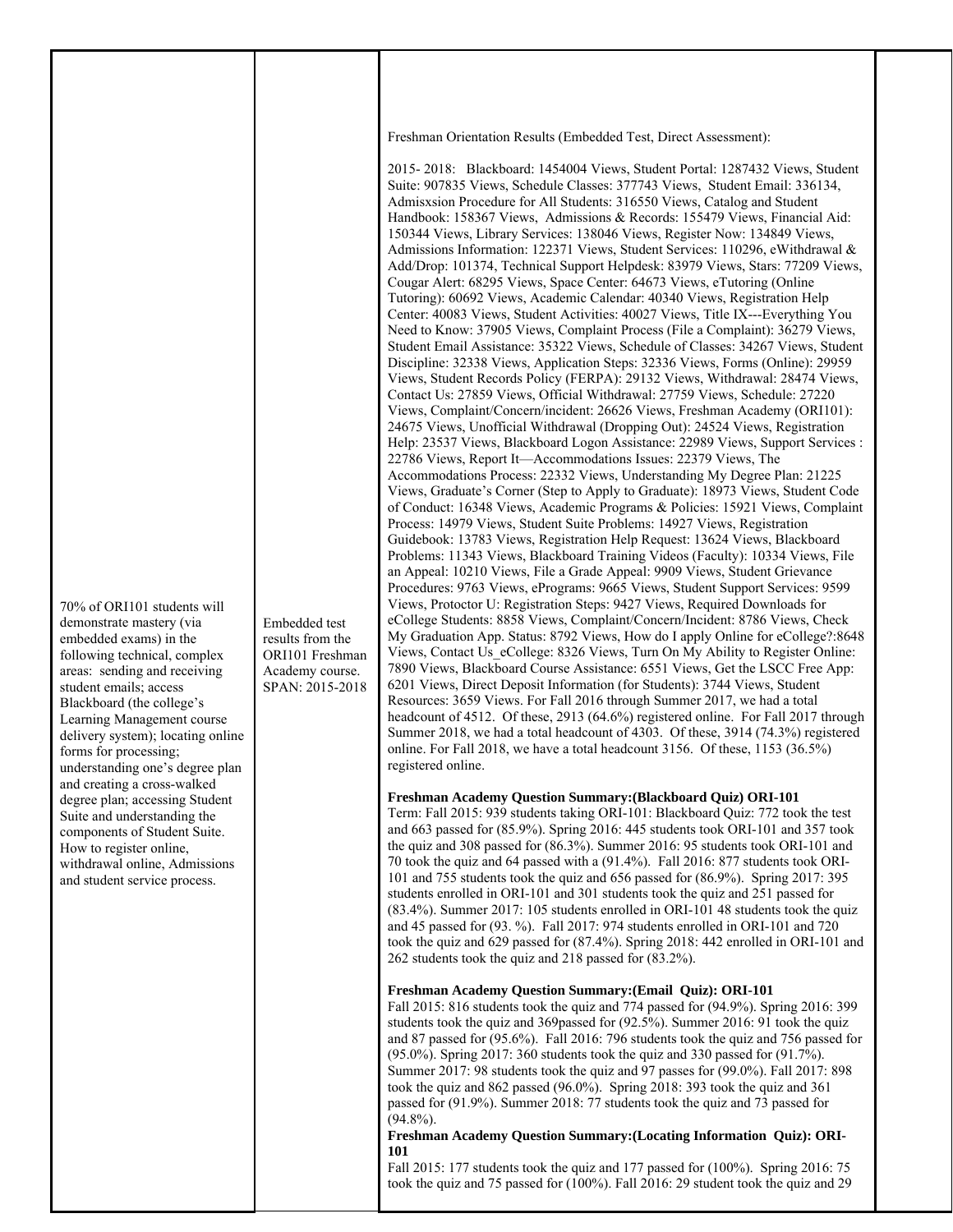| | | | |
|---|---|---|---|
| 70% of ORI101 students will demonstrate mastery (via embedded exams) in the following technical, complex areas: sending and receiving student emails; access Blackboard (the college's Learning Management course delivery system); locating online forms for processing; understanding one's degree plan and creating a cross-walked degree plan; accessing Student Suite and understanding the components of Student Suite. How to register online, withdrawal online, Admissions and student service process. | Embedded test results from the ORI101 Freshman Academy course. SPAN: 2015-2018 | Freshman Orientation Results (Embedded Test, Direct Assessment):<br><br>2015- 2018: Blackboard: 1454004 Views, Student Portal: 1287432 Views, Student Suite: 907835 Views, Schedule Classes: 377743 Views, Student Email: 336134, Admisxsion Procedure for All Students: 316550 Views, Catalog and Student Handbook: 158367 Views, Admissions & Records: 155479 Views, Financial Aid: 150344 Views, Library Services: 138046 Views, Register Now: 134849 Views, Admissions Information: 122371 Views, Student Services: 110296, eWithdrawal & Add/Drop: 101374, Technical Support Helpdesk: 83979 Views, Stars: 77209 Views, Cougar Alert: 68295 Views, Space Center: 64673 Views, eTutoring (Online Tutoring): 60692 Views, Academic Calendar: 40340 Views, Registration Help Center: 40083 Views, Student Activities: 40027 Views, Title IX---Everything You Need to Know: 37905 Views, Complaint Process (File a Complaint): 36279 Views, Student Email Assistance: 35322 Views, Schedule of Classes: 34267 Views, Student Discipline: 32338 Views, Application Steps: 32336 Views, Forms (Online): 29959 Views, Student Records Policy (FERPA): 29132 Views, Withdrawal: 28474 Views, Contact Us: 27859 Views, Official Withdrawal: 27759 Views, Schedule: 27220 Views, Complaint/Concern/incident: 26626 Views, Freshman Academy (ORI101): 24675 Views, Unofficial Withdrawal (Dropping Out): 24524 Views, Registration Help: 23537 Views, Blackboard Logon Assistance: 22989 Views, Support Services : 22786 Views, Report It—Accommodations Issues: 22379 Views, The Accommodations Process: 22332 Views, Understanding My Degree Plan: 21225 Views, Graduate's Corner (Step to Apply to Graduate): 18973 Views, Student Code of Conduct: 16348 Views, Academic Programs & Policies: 15921 Views, Complaint Process: 14979 Views, Student Suite Problems: 14927 Views, Registration Guidebook: 13783 Views, Registration Help Request: 13624 Views, Blackboard Problems: 11343 Views, Blackboard Training Videos (Faculty): 10334 Views, File an Appeal: 10210 Views, File a Grade Appeal: 9909 Views, Student Grievance Procedures: 9763 Views, ePrograms: 9665 Views, Student Support Services: 9599 Views, Protoctor U: Registration Steps: 9427 Views, Required Downloads for eCollege Students: 8858 Views, Complaint/Concern/Incident: 8786 Views, Check My Graduation App. Status: 8792 Views, How do I apply Online for eCollege?:8648 Views, Contact Us_eCollege: 8326 Views, Turn On My Ability to Register Online: 7890 Views, Blackboard Course Assistance: 6551 Views, Get the LSCC Free App: 6201 Views, Direct Deposit Information (for Students): 3744 Views, Student Resources: 3659 Views. For Fall 2016 through Summer 2017, we had a total headcount of 4512. Of these, 2913 (64.6%) registered online. For Fall 2017 through Summer 2018, we had a total headcount of 4303. Of these, 3914 (74.3%) registered online. For Fall 2018, we have a total headcount 3156. Of these, 1153 (36.5%) registered online.<br><br>**Freshman Academy Question Summary:(Blackboard Quiz) ORI-101**<br>Term: Fall 2015: 939 students taking ORI-101: Blackboard Quiz: 772 took the test and 663 passed for (85.9%). Spring 2016: 445 students took ORI-101 and 357 took the quiz and 308 passed for (86.3%). Summer 2016: 95 students took ORI-101 and 70 took the quiz and 64 passed with a (91.4%). Fall 2016: 877 students took ORI-101 and 755 students took the quiz and 656 passed for (86.9%). Spring 2017: 395 students enrolled in ORI-101 and 301 students took the quiz and 251 passed for (83.4%). Summer 2017: 105 students enrolled in ORI-101 48 students took the quiz and 45 passed for (93. %). Fall 2017: 974 students enrolled in ORI-101 and 720 took the quiz and 629 passed for (87.4%). Spring 2018: 442 enrolled in ORI-101 and 262 students took the quiz and 218 passed for (83.2%).<br><br>**Freshman Academy Question Summary:(Email Quiz): ORI-101**<br>Fall 2015: 816 students took the quiz and 774 passed for (94.9%). Spring 2016: 399 students took the quiz and 369passed for (92.5%). Summer 2016: 91 took the quiz and 87 passed for (95.6%). Fall 2016: 796 students took the quiz and 756 passed for (95.0%). Spring 2017: 360 students took the quiz and 330 passed for (91.7%). Summer 2017: 98 students took the quiz and 97 passes for (99.0%). Fall 2017: 898 took the quiz and 862 passed (96.0%). Spring 2018: 393 took the quiz and 361 passed for (91.9%). Summer 2018: 77 students took the quiz and 73 passed for (94.8%).<br>**Freshman Academy Question Summary:(Locating Information Quiz): ORI-101**<br>Fall 2015: 177 students took the quiz and 177 passed for (100%). Spring 2016: 75 took the quiz and 75 passed for (100%). Fall 2016: 29 student took the quiz and 29 | |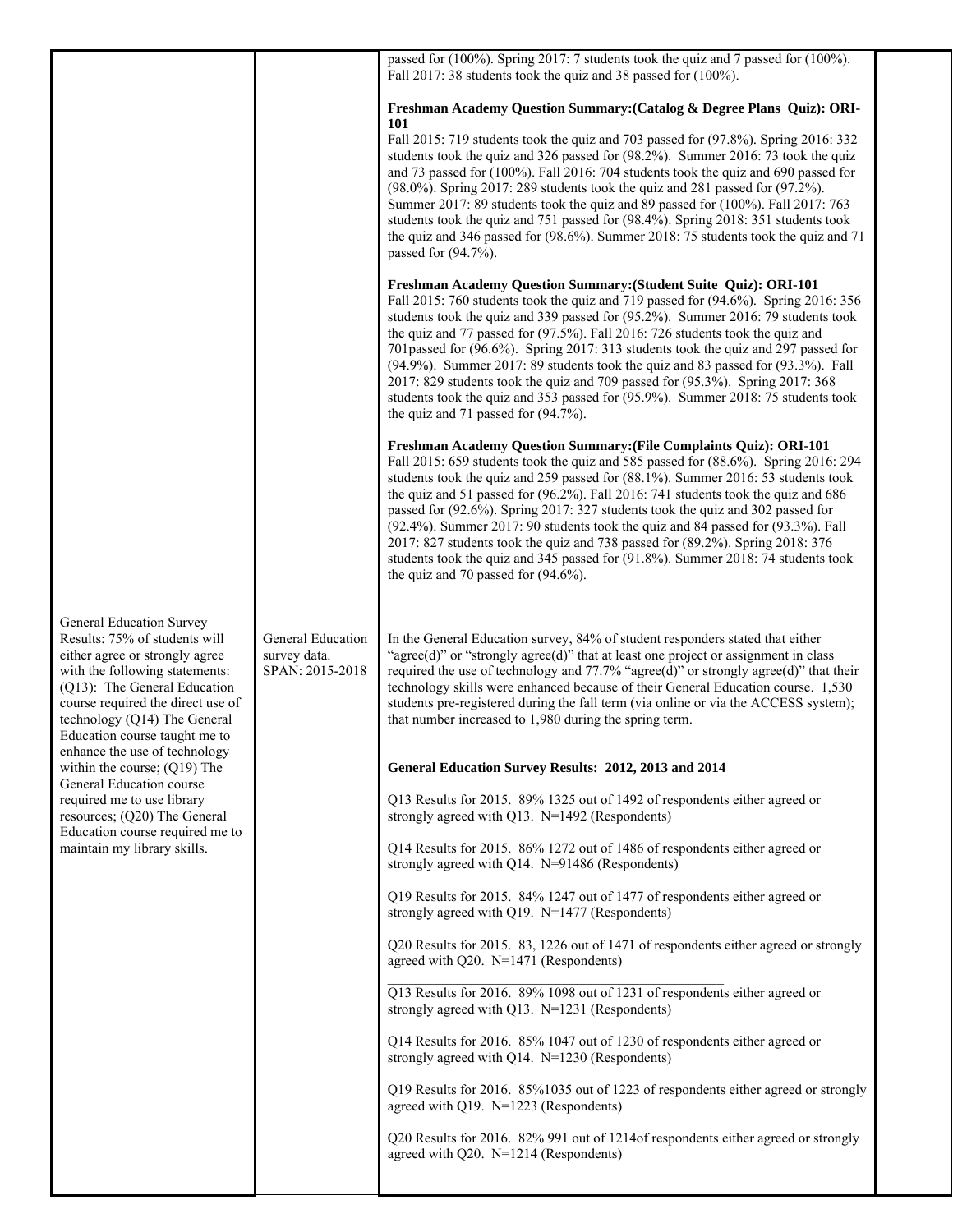| | | | |
|---|---|---|---|
| | | passed for (100%). Spring 2017: 7 students took the quiz and 7 passed for (100%). Fall 2017: 38 students took the quiz and 38 passed for (100%).<br><br>**Freshman Academy Question Summary:(Catalog & Degree Plans Quiz): ORI-101**<br>Fall 2015: 719 students took the quiz and 703 passed for (97.8%). Spring 2016: 332 students took the quiz and 326 passed for (98.2%). Summer 2016: 73 took the quiz and 73 passed for (100%). Fall 2016: 704 students took the quiz and 690 passed for (98.0%). Spring 2017: 289 students took the quiz and 281 passed for (97.2%). Summer 2017: 89 students took the quiz and 89 passed for (100%). Fall 2017: 763 students took the quiz and 751 passed for (98.4%). Spring 2018: 351 students took the quiz and 346 passed for (98.6%). Summer 2018: 75 students took the quiz and 71 passed for (94.7%).<br><br>**Freshman Academy Question Summary:(Student Suite Quiz): ORI-101**<br>Fall 2015: 760 students took the quiz and 719 passed for (94.6%). Spring 2016: 356 students took the quiz and 339 passed for (95.2%). Summer 2016: 79 students took the quiz and 77 passed for (97.5%). Fall 2016: 726 students took the quiz and 701passed for (96.6%). Spring 2017: 313 students took the quiz and 297 passed for (94.9%). Summer 2017: 89 students took the quiz and 83 passed for (93.3%). Fall 2017: 829 students took the quiz and 709 passed for (95.3%). Spring 2017: 368 students took the quiz and 353 passed for (95.9%). Summer 2018: 75 students took the quiz and 71 passed for (94.7%).<br><br>**Freshman Academy Question Summary:(File Complaints Quiz): ORI-101**<br>Fall 2015: 659 students took the quiz and 585 passed for (88.6%). Spring 2016: 294 students took the quiz and 259 passed for (88.1%). Summer 2016: 53 students took the quiz and 51 passed for (96.2%). Fall 2016: 741 students took the quiz and 686 passed for (92.6%). Spring 2017: 327 students took the quiz and 302 passed for (92.4%). Summer 2017: 90 students took the quiz and 84 passed for (93.3%). Fall 2017: 827 students took the quiz and 738 passed for (89.2%). Spring 2018: 376 students took the quiz and 345 passed for (91.8%). Summer 2018: 74 students took the quiz and 70 passed for (94.6%). | |
| General Education Survey Results: 75% of students will either agree or strongly agree with the following statements: (Q13): The General Education course required the direct use of technology (Q14) The General Education course taught me to enhance the use of technology within the course; (Q19) The General Education course required me to use library resources; (Q20) The General Education course required me to maintain my library skills. | General Education survey data. SPAN: 2015-2018 | In the General Education survey, 84% of student responders stated that either "agree(d)" or "strongly agree(d)" that at least one project or assignment in class required the use of technology and 77.7% "agree(d)" or strongly agree(d)" that their technology skills were enhanced because of their General Education course. 1,530 students pre-registered during the fall term (via online or via the ACCESS system); that number increased to 1,980 during the spring term.<br><br>**General Education Survey Results: 2012, 2013 and 2014**<br><br>Q13 Results for 2015. 89% 1325 out of 1492 of respondents either agreed or strongly agreed with Q13. N=1492 (Respondents)<br><br>Q14 Results for 2015. 86% 1272 out of 1486 of respondents either agreed or strongly agreed with Q14. N=91486 (Respondents)<br><br>Q19 Results for 2015. 84% 1247 out of 1477 of respondents either agreed or strongly agreed with Q19. N=1477 (Respondents)<br><br>Q20 Results for 2015. 83, 1226 out of 1471 of respondents either agreed or strongly agreed with Q20. N=1471 (Respondents)<br><br>Q13 Results for 2016. 89% 1098 out of 1231 of respondents either agreed or strongly agreed with Q13. N=1231 (Respondents)<br><br>Q14 Results for 2016. 85% 1047 out of 1230 of respondents either agreed or strongly agreed with Q14. N=1230 (Respondents)<br><br>Q19 Results for 2016. 85%1035 out of 1223 of respondents either agreed or strongly agreed with Q19. N=1223 (Respondents)<br><br>Q20 Results for 2016. 82% 991 out of 1214of respondents either agreed or strongly agreed with Q20. N=1214 (Respondents) | |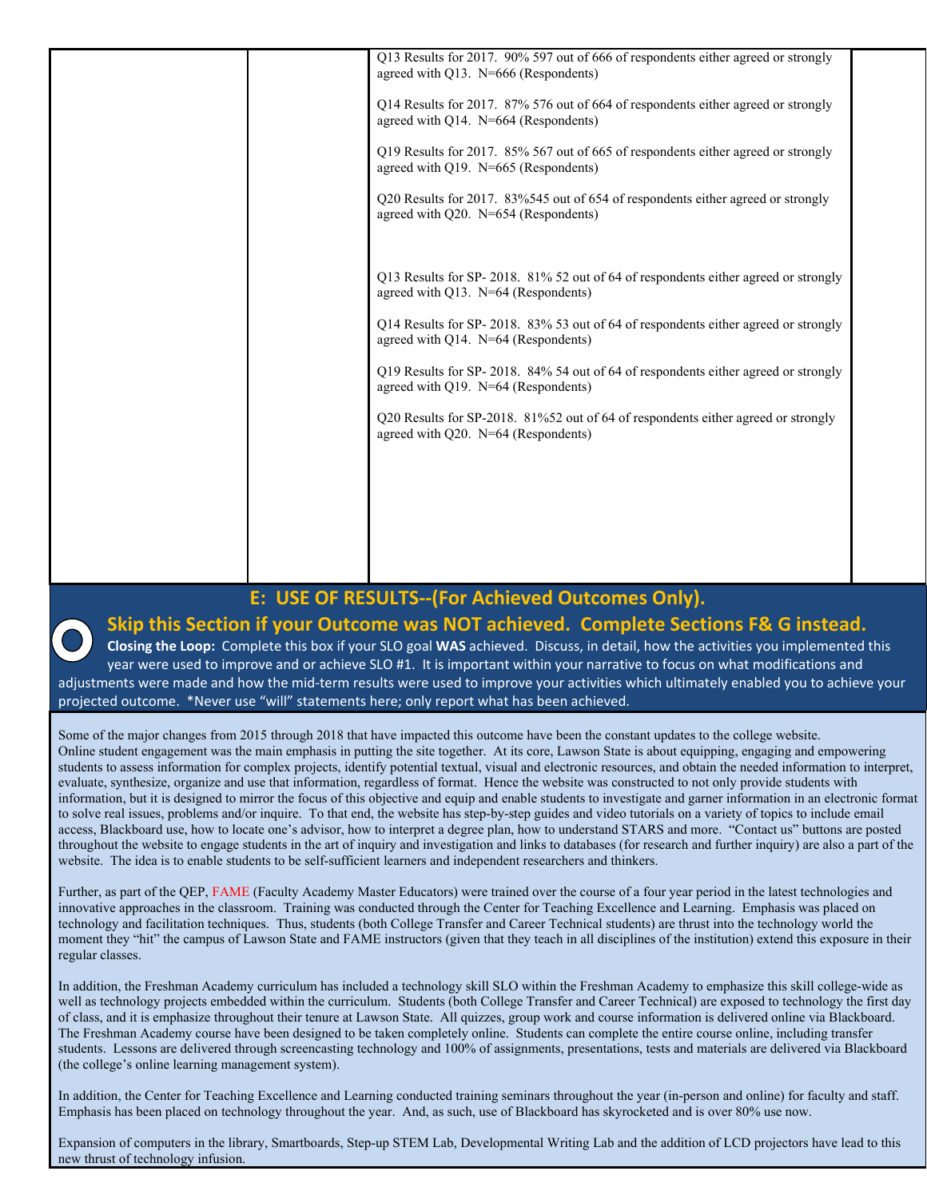| | | Q13 Results for 2017. 90% 597 out of 666 of respondents either agreed or strongly agreed with Q13. N=666 (Respondents)<br><br>Q14 Results for 2017. 87% 576 out of 664 of respondents either agreed or strongly agreed with Q14. N=664 (Respondents)<br><br>Q19 Results for 2017. 85% 567 out of 665 of respondents either agreed or strongly agreed with Q19. N=665 (Respondents)<br><br>Q20 Results for 2017. 83%545 out of 654 of respondents either agreed or strongly agreed with Q20. N=654 (Respondents)<br><br>Q13 Results for SP- 2018. 81% 52 out of 64 of respondents either agreed or strongly agreed with Q13. N=64 (Respondents)<br><br>Q14 Results for SP- 2018. 83% 53 out of 64 of respondents either agreed or strongly agreed with Q14. N=64 (Respondents)<br><br>Q19 Results for SP- 2018. 84% 54 out of 64 of respondents either agreed or strongly agreed with Q19. N=64 (Respondents)<br><br>Q20 Results for SP-2018. 81%52 out of 64 of respondents either agreed or strongly agreed with Q20. N=64 (Respondents) | |
|---|---|---|---|

## E: USE OF RESULTS--(For Achieved Outcomes Only).

## Skip this Section if your Outcome was NOT achieved. Complete Sections F& G instead.

**Closing the Loop:** Complete this box if your SLO goal **WAS** achieved. Discuss, in detail, how the activities you implemented this year were used to improve and or achieve SLO #1. It is important within your narrative to focus on what modifications and adjustments were made and how the mid-term results were used to improve your activities which ultimately enabled you to achieve your projected outcome. *Never use "will" statements here; only report what has been achieved.

Some of the major changes from 2015 through 2018 that have impacted this outcome have been the constant updates to the college website. Online student engagement was the main emphasis in putting the site together. At its core, Lawson State is about equipping, engaging and empowering students to assess information for complex projects, identify potential textual, visual and electronic resources, and obtain the needed information to interpret, evaluate, synthesize, organize and use that information, regardless of format. Hence the website was constructed to not only provide students with information, but it is designed to mirror the focus of this objective and equip and enable students to investigate and garner information in an electronic format to solve real issues, problems and/or inquire. To that end, the website has step-by-step guides and video tutorials on a variety of topics to include email access, Blackboard use, how to locate one's advisor, how to interpret a degree plan, how to understand STARS and more. "Contact us" buttons are posted throughout the website to engage students in the art of inquiry and investigation and links to databases (for research and further inquiry) are also a part of the website. The idea is to enable students to be self-sufficient learners and independent researchers and thinkers.

Further, as part of the QEP, FAME (Faculty Academy Master Educators) were trained over the course of a four year period in the latest technologies and innovative approaches in the classroom. Training was conducted through the Center for Teaching Excellence and Learning. Emphasis was placed on technology and facilitation techniques. Thus, students (both College Transfer and Career Technical students) are thrust into the technology world the moment they "hit" the campus of Lawson State and FAME instructors (given that they teach in all disciplines of the institution) extend this exposure in their regular classes.

In addition, the Freshman Academy curriculum has included a technology skill SLO within the Freshman Academy to emphasize this skill college-wide as well as technology projects embedded within the curriculum. Students (both College Transfer and Career Technical) are exposed to technology the first day of class, and it is emphasize throughout their tenure at Lawson State. All quizzes, group work and course information is delivered online via Blackboard. The Freshman Academy course have been designed to be taken completely online. Students can complete the entire course online, including transfer students. Lessons are delivered through screencasting technology and 100% of assignments, presentations, tests and materials are delivered via Blackboard (the college's online learning management system).

In addition, the Center for Teaching Excellence and Learning conducted training seminars throughout the year (in-person and online) for faculty and staff. Emphasis has been placed on technology throughout the year. And, as such, use of Blackboard has skyrocketed and is over 80% use now.

Expansion of computers in the library, Smartboards, Step-up STEM Lab, Developmental Writing Lab and the addition of LCD projectors have lead to this new thrust of technology infusion.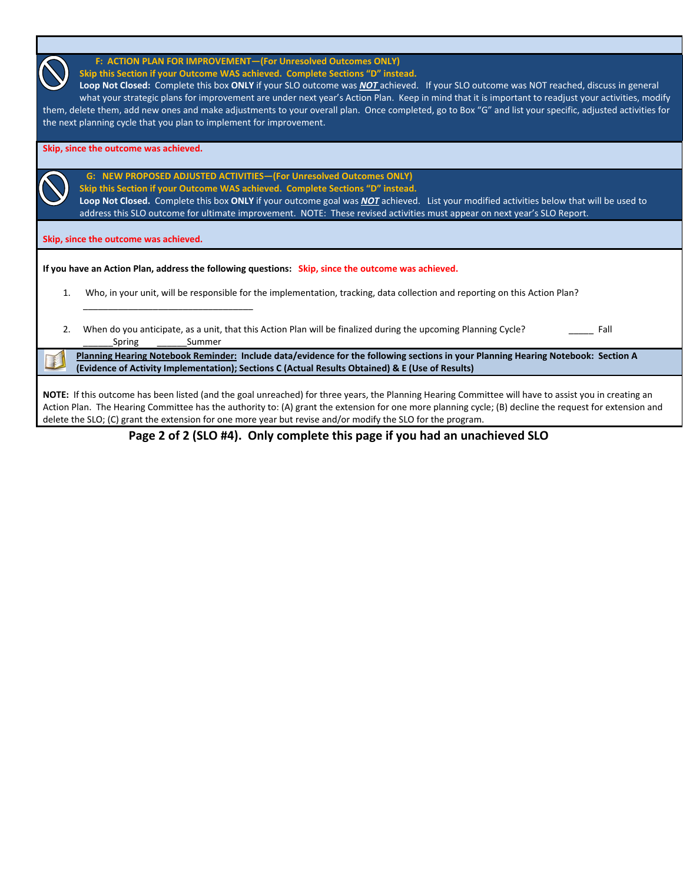**F: ACTION PLAN FOR IMPROVEMENT—(For Unresolved Outcomes ONLY)**

**Skip this Section if your Outcome WAS achieved. Complete Sections "D" instead.**

**Loop Not Closed:** Complete this box **ONLY** if your SLO outcome was ***NOT*** achieved. If your SLO outcome was NOT reached, discuss in general what your strategic plans for improvement are under next year's Action Plan. Keep in mind that it is important to readjust your activities, modify them, delete them, add new ones and make adjustments to your overall plan. Once completed, go to Box "G" and list your specific, adjusted activities for the next planning cycle that you plan to implement for improvement.

**Skip, since the outcome was achieved.**

**G: NEW PROPOSED ADJUSTED ACTIVITIES—(For Unresolved Outcomes ONLY)**

**Skip this Section if your Outcome WAS achieved. Complete Sections "D" instead.**

**Loop Not Closed.** Complete this box **ONLY** if your outcome goal was ***NOT*** achieved. List your modified activities below that will be used to address this SLO outcome for ultimate improvement. NOTE: These revised activities must appear on next year's SLO Report.

**Skip, since the outcome was achieved.**

**If you have an Action Plan, address the following questions:** **Skip, since the outcome was achieved.**

1. Who, in your unit, will be responsible for the implementation, tracking, data collection and reporting on this Action Plan?
   ___________________________________

2. When do you anticipate, as a unit, that this Action Plan will be finalized during the upcoming Planning Cycle? _____ Fall ______Spring ______Summer

**Planning Hearing Notebook Reminder: Include data/evidence for the following sections in your Planning Hearing Notebook: Section A (Evidence of Activity Implementation); Sections C (Actual Results Obtained) & E (Use of Results)**

**NOTE:** If this outcome has been listed (and the goal unreached) for three years, the Planning Hearing Committee will have to assist you in creating an Action Plan. The Hearing Committee has the authority to: (A) grant the extension for one more planning cycle; (B) decline the request for extension and delete the SLO; (C) grant the extension for one more year but revise and/or modify the SLO for the program.

**Page 2 of 2 (SLO #4). Only complete this page if you had an unachieved SLO**